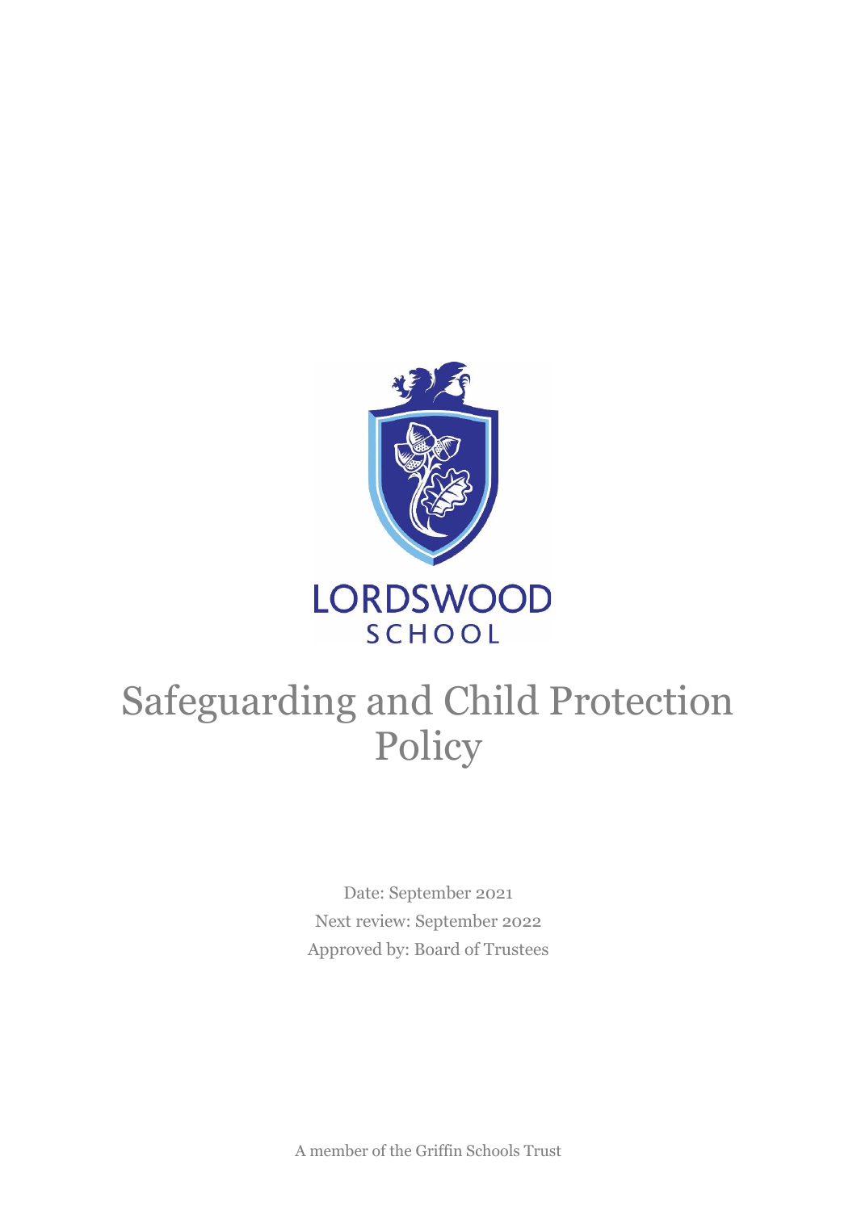LORDSWOOD

SCHOOL

# Safeguarding and Child Protection Policy

Date: September 2021

Next review: September 2022

Approved by: Board of Trustees

A member of the Griffin Schools Trust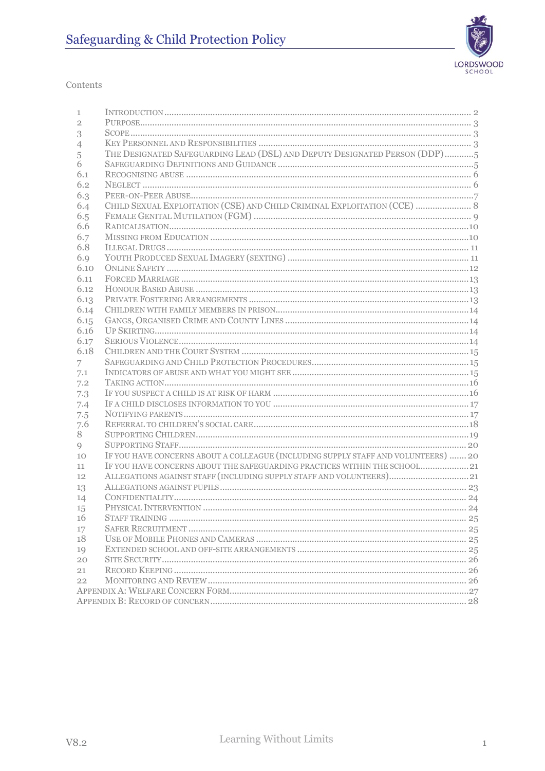# Safeguarding & Child Protection Policy

Contents

| | | |
|---|---|---|
| 1 | Introduction | 2 |
| 2 | Purpose | 3 |
| 3 | Scope | 3 |
| 4 | Key Personnel and Responsibilities | 3 |
| 5 | The Designated Safeguarding Lead (DSL) and Deputy Designated Person (DDP) | 5 |
| 6 | Safeguarding Definitions and Guidance | 5 |
| 6.1 | Recognising Abuse | 6 |
| 6.2 | Neglect | 6 |
| 6.3 | Peer-on-Peer Abuse | 7 |
| 6.4 | Child Sexual Exploitation (CSE) and Child Criminal Exploitation (CCE) | 8 |
| 6.5 | Female Genital Mutilation (FGM) | 9 |
| 6.6 | Radicalisation | 10 |
| 6.7 | Missing from Education | 10 |
| 6.8 | Illegal Drugs | 11 |
| 6.9 | Youth Produced Sexual Imagery (Sexting) | 11 |
| 6.10 | Online Safety | 12 |
| 6.11 | Forced Marriage | 13 |
| 6.12 | Honour Based Abuse | 13 |
| 6.13 | Private Fostering Arrangements | 13 |
| 6.14 | Children with Family Members in Prison | 14 |
| 6.15 | Gangs, Organised Crime and County Lines | 14 |
| 6.16 | Up Skirting | 14 |
| 6.17 | Serious Violence | 14 |
| 6.18 | Children and the Court System | 15 |
| 7 | Safeguarding and Child Protection Procedures | 15 |
| 7.1 | Indicators of Abuse and What You Might See | 15 |
| 7.2 | Taking Action | 16 |
| 7.3 | If You Suspect a Child is at Risk of Harm | 16 |
| 7.4 | If a Child Discloses Information to You | 17 |
| 7.5 | Notifying Parents | 17 |
| 7.6 | Referral to Children's Social Care | 18 |
| 8 | Supporting Children | 19 |
| 9 | Supporting Staff | 20 |
| 10 | If You Have Concerns About a Colleague (Including Supply Staff and Volunteers) | 20 |
| 11 | If You Have Concerns About the Safeguarding Practices Within the School | 21 |
| 12 | Allegations Against Staff (Including Supply Staff and Volunteers) | 21 |
| 13 | Allegations Against Pupils | 23 |
| 14 | Confidentiality | 24 |
| 15 | Physical Intervention | 24 |
| 16 | Staff Training | 25 |
| 17 | Safer Recruitment | 25 |
| 18 | Use of Mobile Phones and Cameras | 25 |
| 19 | Extended School and Off-Site Arrangements | 25 |
| 20 | Site Security | 26 |
| 21 | Record Keeping | 26 |
| 22 | Monitoring and Review | 26 |
| | Appendix A: Welfare Concern Form | 27 |
| | Appendix B: Record of Concern | 28 |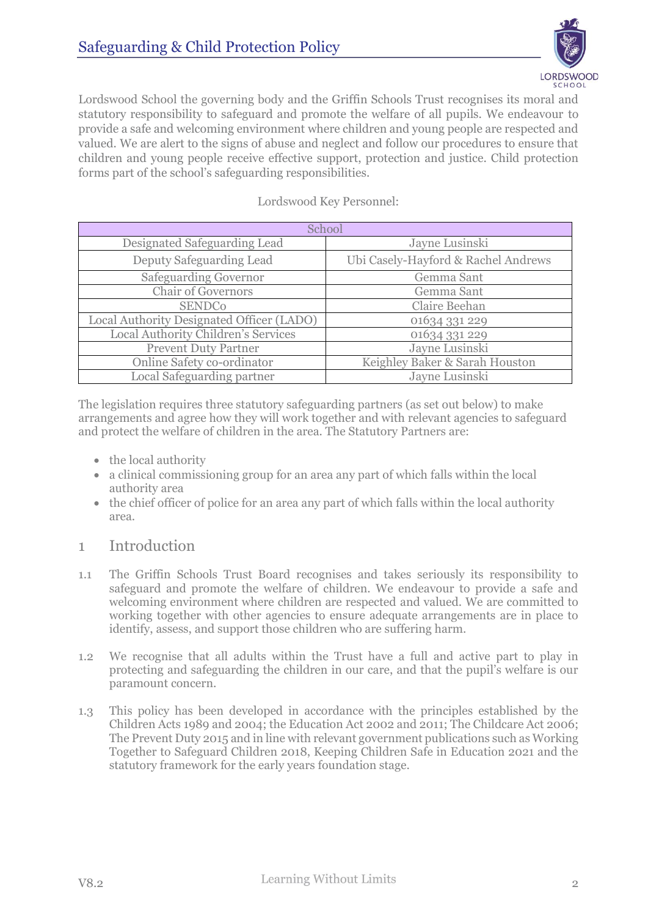Lordswood School the governing body and the Griffin Schools Trust recognises its moral and statutory responsibility to safeguard and promote the welfare of all pupils. We endeavour to provide a safe and welcoming environment where children and young people are respected and valued. We are alert to the signs of abuse and neglect and follow our procedures to ensure that children and young people receive effective support, protection and justice. Child protection forms part of the school's safeguarding responsibilities.

Lordswood Key Personnel:

| School | |
|---|---|
| Designated Safeguarding Lead | Jayne Lusinski |
| Deputy Safeguarding Lead | Ubi Casely-Hayford & Rachel Andrews |
| Safeguarding Governor | Gemma Sant |
| Chair of Governors | Gemma Sant |
| SENDCo | Claire Beehan |
| Local Authority Designated Officer (LADO) | 01634 331 229 |
| Local Authority Children's Services | 01634 331 229 |
| Prevent Duty Partner | Jayne Lusinski |
| Online Safety co-ordinator | Keighley Baker & Sarah Houston |
| Local Safeguarding partner | Jayne Lusinski |

The legislation requires three statutory safeguarding partners (as set out below) to make arrangements and agree how they will work together and with relevant agencies to safeguard and protect the welfare of children in the area. The Statutory Partners are:

- the local authority
- a clinical commissioning group for an area any part of which falls within the local authority area
- the chief officer of police for an area any part of which falls within the local authority area.

## 1 Introduction

1.1 The Griffin Schools Trust Board recognises and takes seriously its responsibility to safeguard and promote the welfare of children. We endeavour to provide a safe and welcoming environment where children are respected and valued. We are committed to working together with other agencies to ensure adequate arrangements are in place to identify, assess, and support those children who are suffering harm.

1.2 We recognise that all adults within the Trust have a full and active part to play in protecting and safeguarding the children in our care, and that the pupil's welfare is our paramount concern.

1.3 This policy has been developed in accordance with the principles established by the Children Acts 1989 and 2004; the Education Act 2002 and 2011; The Childcare Act 2006; The Prevent Duty 2015 and in line with relevant government publications such as Working Together to Safeguard Children 2018, Keeping Children Safe in Education 2021 and the statutory framework for the early years foundation stage.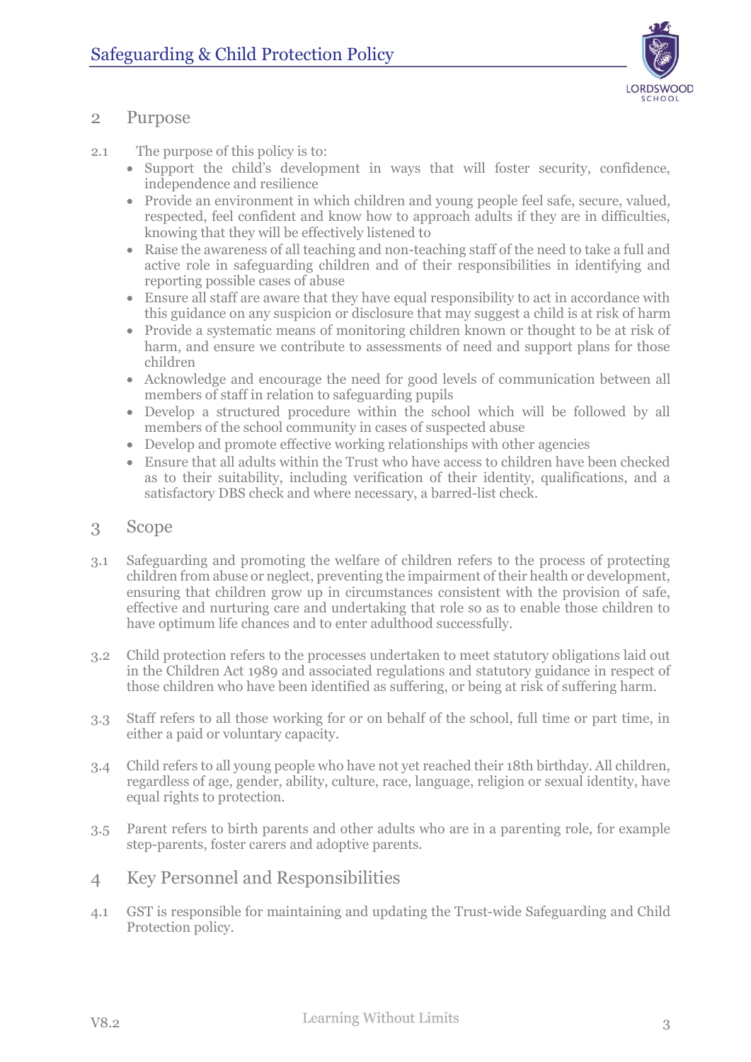## 2 Purpose

2.1 The purpose of this policy is to:

- Support the child's development in ways that will foster security, confidence, independence and resilience
- Provide an environment in which children and young people feel safe, secure, valued, respected, feel confident and know how to approach adults if they are in difficulties, knowing that they will be effectively listened to
- Raise the awareness of all teaching and non-teaching staff of the need to take a full and active role in safeguarding children and of their responsibilities in identifying and reporting possible cases of abuse
- Ensure all staff are aware that they have equal responsibility to act in accordance with this guidance on any suspicion or disclosure that may suggest a child is at risk of harm
- Provide a systematic means of monitoring children known or thought to be at risk of harm, and ensure we contribute to assessments of need and support plans for those children
- Acknowledge and encourage the need for good levels of communication between all members of staff in relation to safeguarding pupils
- Develop a structured procedure within the school which will be followed by all members of the school community in cases of suspected abuse
- Develop and promote effective working relationships with other agencies
- Ensure that all adults within the Trust who have access to children have been checked as to their suitability, including verification of their identity, qualifications, and a satisfactory DBS check and where necessary, a barred-list check.

## 3 Scope

3.1 Safeguarding and promoting the welfare of children refers to the process of protecting children from abuse or neglect, preventing the impairment of their health or development, ensuring that children grow up in circumstances consistent with the provision of safe, effective and nurturing care and undertaking that role so as to enable those children to have optimum life chances and to enter adulthood successfully.

3.2 Child protection refers to the processes undertaken to meet statutory obligations laid out in the Children Act 1989 and associated regulations and statutory guidance in respect of those children who have been identified as suffering, or being at risk of suffering harm.

3.3 Staff refers to all those working for or on behalf of the school, full time or part time, in either a paid or voluntary capacity.

3.4 Child refers to all young people who have not yet reached their 18th birthday. All children, regardless of age, gender, ability, culture, race, language, religion or sexual identity, have equal rights to protection.

3.5 Parent refers to birth parents and other adults who are in a parenting role, for example step-parents, foster carers and adoptive parents.

## 4 Key Personnel and Responsibilities

4.1 GST is responsible for maintaining and updating the Trust-wide Safeguarding and Child Protection policy.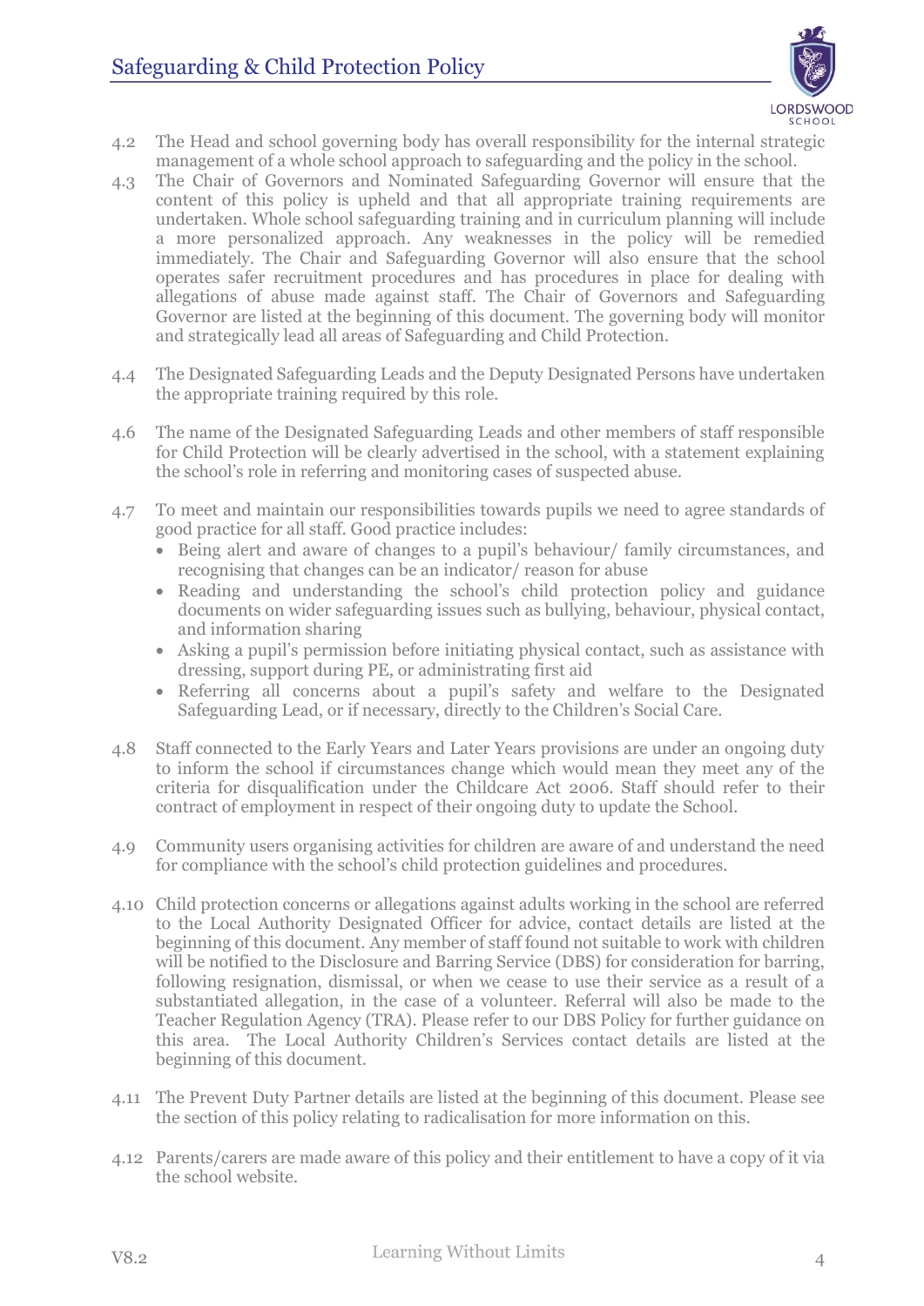4.2 The Head and school governing body has overall responsibility for the internal strategic management of a whole school approach to safeguarding and the policy in the school.

4.3 The Chair of Governors and Nominated Safeguarding Governor will ensure that the content of this policy is upheld and that all appropriate training requirements are undertaken. Whole school safeguarding training and in curriculum planning will include a more personalized approach. Any weaknesses in the policy will be remedied immediately. The Chair and Safeguarding Governor will also ensure that the school operates safer recruitment procedures and has procedures in place for dealing with allegations of abuse made against staff. The Chair of Governors and Safeguarding Governor are listed at the beginning of this document. The governing body will monitor and strategically lead all areas of Safeguarding and Child Protection.

4.4 The Designated Safeguarding Leads and the Deputy Designated Persons have undertaken the appropriate training required by this role.

4.6 The name of the Designated Safeguarding Leads and other members of staff responsible for Child Protection will be clearly advertised in the school, with a statement explaining the school's role in referring and monitoring cases of suspected abuse.

4.7 To meet and maintain our responsibilities towards pupils we need to agree standards of good practice for all staff. Good practice includes:

- Being alert and aware of changes to a pupil's behaviour/ family circumstances, and recognising that changes can be an indicator/ reason for abuse
- Reading and understanding the school's child protection policy and guidance documents on wider safeguarding issues such as bullying, behaviour, physical contact, and information sharing
- Asking a pupil's permission before initiating physical contact, such as assistance with dressing, support during PE, or administrating first aid
- Referring all concerns about a pupil's safety and welfare to the Designated Safeguarding Lead, or if necessary, directly to the Children's Social Care.

4.8 Staff connected to the Early Years and Later Years provisions are under an ongoing duty to inform the school if circumstances change which would mean they meet any of the criteria for disqualification under the Childcare Act 2006. Staff should refer to their contract of employment in respect of their ongoing duty to update the School.

4.9 Community users organising activities for children are aware of and understand the need for compliance with the school's child protection guidelines and procedures.

4.10 Child protection concerns or allegations against adults working in the school are referred to the Local Authority Designated Officer for advice, contact details are listed at the beginning of this document. Any member of staff found not suitable to work with children will be notified to the Disclosure and Barring Service (DBS) for consideration for barring, following resignation, dismissal, or when we cease to use their service as a result of a substantiated allegation, in the case of a volunteer. Referral will also be made to the Teacher Regulation Agency (TRA). Please refer to our DBS Policy for further guidance on this area. The Local Authority Children's Services contact details are listed at the beginning of this document.

4.11 The Prevent Duty Partner details are listed at the beginning of this document. Please see the section of this policy relating to radicalisation for more information on this.

4.12 Parents/carers are made aware of this policy and their entitlement to have a copy of it via the school website.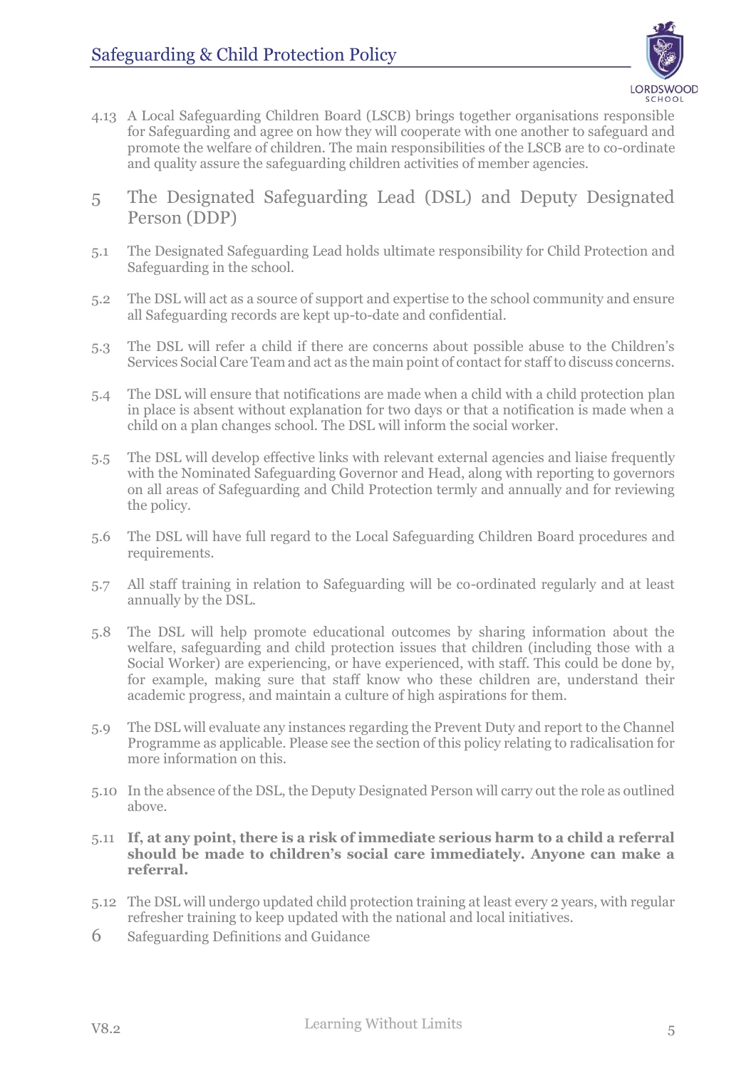4.13 A Local Safeguarding Children Board (LSCB) brings together organisations responsible for Safeguarding and agree on how they will cooperate with one another to safeguard and promote the welfare of children. The main responsibilities of the LSCB are to co-ordinate and quality assure the safeguarding children activities of member agencies.

## 5 The Designated Safeguarding Lead (DSL) and Deputy Designated Person (DDP)

5.1 The Designated Safeguarding Lead holds ultimate responsibility for Child Protection and Safeguarding in the school.

5.2 The DSL will act as a source of support and expertise to the school community and ensure all Safeguarding records are kept up-to-date and confidential.

5.3 The DSL will refer a child if there are concerns about possible abuse to the Children's Services Social Care Team and act as the main point of contact for staff to discuss concerns.

5.4 The DSL will ensure that notifications are made when a child with a child protection plan in place is absent without explanation for two days or that a notification is made when a child on a plan changes school. The DSL will inform the social worker.

5.5 The DSL will develop effective links with relevant external agencies and liaise frequently with the Nominated Safeguarding Governor and Head, along with reporting to governors on all areas of Safeguarding and Child Protection termly and annually and for reviewing the policy.

5.6 The DSL will have full regard to the Local Safeguarding Children Board procedures and requirements.

5.7 All staff training in relation to Safeguarding will be co-ordinated regularly and at least annually by the DSL.

5.8 The DSL will help promote educational outcomes by sharing information about the welfare, safeguarding and child protection issues that children (including those with a Social Worker) are experiencing, or have experienced, with staff. This could be done by, for example, making sure that staff know who these children are, understand their academic progress, and maintain a culture of high aspirations for them.

5.9 The DSL will evaluate any instances regarding the Prevent Duty and report to the Channel Programme as applicable. Please see the section of this policy relating to radicalisation for more information on this.

5.10 In the absence of the DSL, the Deputy Designated Person will carry out the role as outlined above.

5.11 **If, at any point, there is a risk of immediate serious harm to a child a referral should be made to children's social care immediately. Anyone can make a referral.**

5.12 The DSL will undergo updated child protection training at least every 2 years, with regular refresher training to keep updated with the national and local initiatives.

## 6 Safeguarding Definitions and Guidance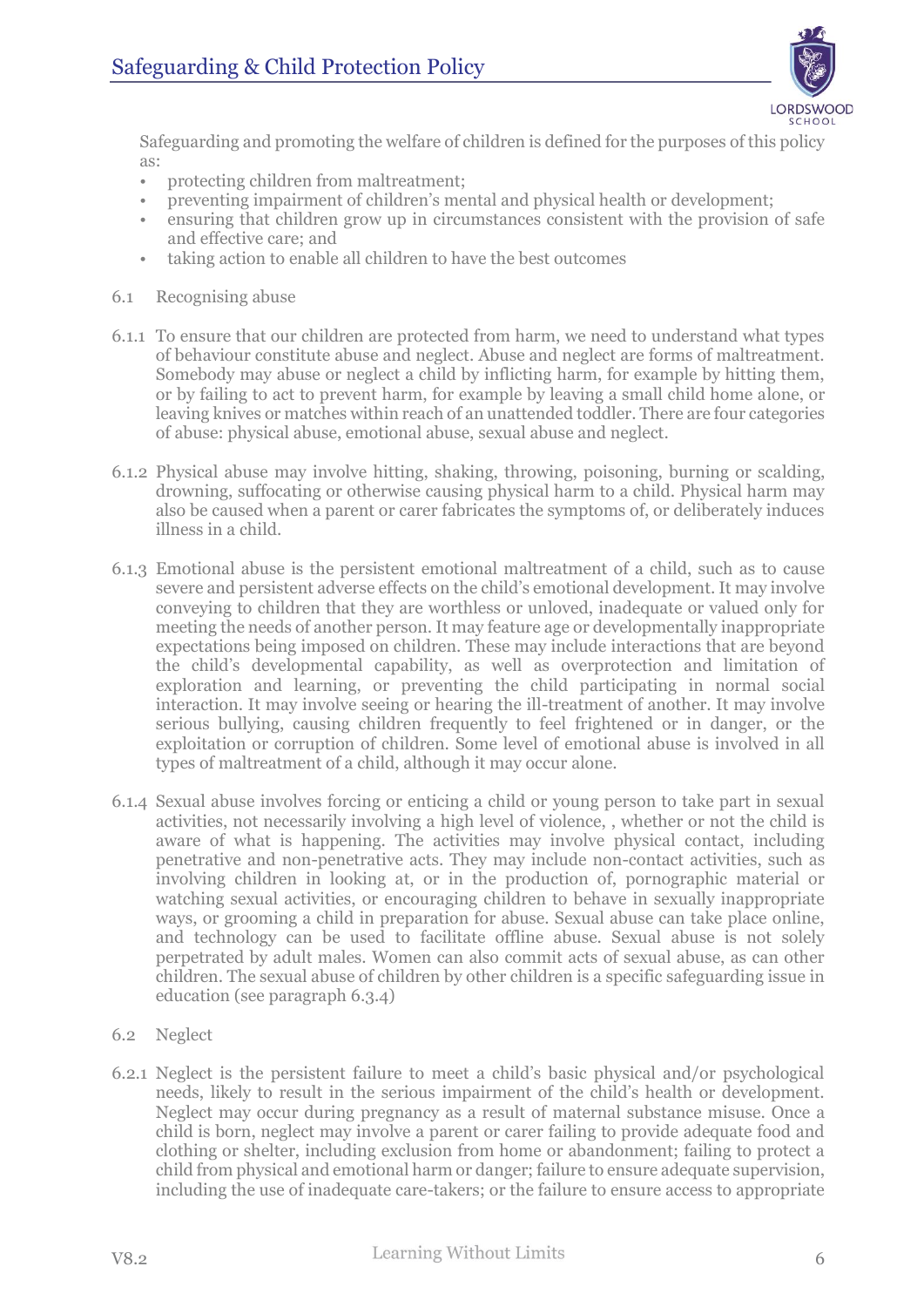Safeguarding and promoting the welfare of children is defined for the purposes of this policy as:

- protecting children from maltreatment;
- preventing impairment of children's mental and physical health or development;
- ensuring that children grow up in circumstances consistent with the provision of safe and effective care; and
- taking action to enable all children to have the best outcomes

6.1 Recognising abuse

6.1.1 To ensure that our children are protected from harm, we need to understand what types of behaviour constitute abuse and neglect. Abuse and neglect are forms of maltreatment. Somebody may abuse or neglect a child by inflicting harm, for example by hitting them, or by failing to act to prevent harm, for example by leaving a small child home alone, or leaving knives or matches within reach of an unattended toddler. There are four categories of abuse: physical abuse, emotional abuse, sexual abuse and neglect.

6.1.2 Physical abuse may involve hitting, shaking, throwing, poisoning, burning or scalding, drowning, suffocating or otherwise causing physical harm to a child. Physical harm may also be caused when a parent or carer fabricates the symptoms of, or deliberately induces illness in a child.

6.1.3 Emotional abuse is the persistent emotional maltreatment of a child, such as to cause severe and persistent adverse effects on the child's emotional development. It may involve conveying to children that they are worthless or unloved, inadequate or valued only for meeting the needs of another person. It may feature age or developmentally inappropriate expectations being imposed on children. These may include interactions that are beyond the child's developmental capability, as well as overprotection and limitation of exploration and learning, or preventing the child participating in normal social interaction. It may involve seeing or hearing the ill-treatment of another. It may involve serious bullying, causing children frequently to feel frightened or in danger, or the exploitation or corruption of children. Some level of emotional abuse is involved in all types of maltreatment of a child, although it may occur alone.

6.1.4 Sexual abuse involves forcing or enticing a child or young person to take part in sexual activities, not necessarily involving a high level of violence, , whether or not the child is aware of what is happening. The activities may involve physical contact, including penetrative and non-penetrative acts. They may include non-contact activities, such as involving children in looking at, or in the production of, pornographic material or watching sexual activities, or encouraging children to behave in sexually inappropriate ways, or grooming a child in preparation for abuse. Sexual abuse can take place online, and technology can be used to facilitate offline abuse. Sexual abuse is not solely perpetrated by adult males. Women can also commit acts of sexual abuse, as can other children. The sexual abuse of children by other children is a specific safeguarding issue in education (see paragraph 6.3.4)

6.2 Neglect

6.2.1 Neglect is the persistent failure to meet a child's basic physical and/or psychological needs, likely to result in the serious impairment of the child's health or development. Neglect may occur during pregnancy as a result of maternal substance misuse. Once a child is born, neglect may involve a parent or carer failing to provide adequate food and clothing or shelter, including exclusion from home or abandonment; failing to protect a child from physical and emotional harm or danger; failure to ensure adequate supervision, including the use of inadequate care-takers; or the failure to ensure access to appropriate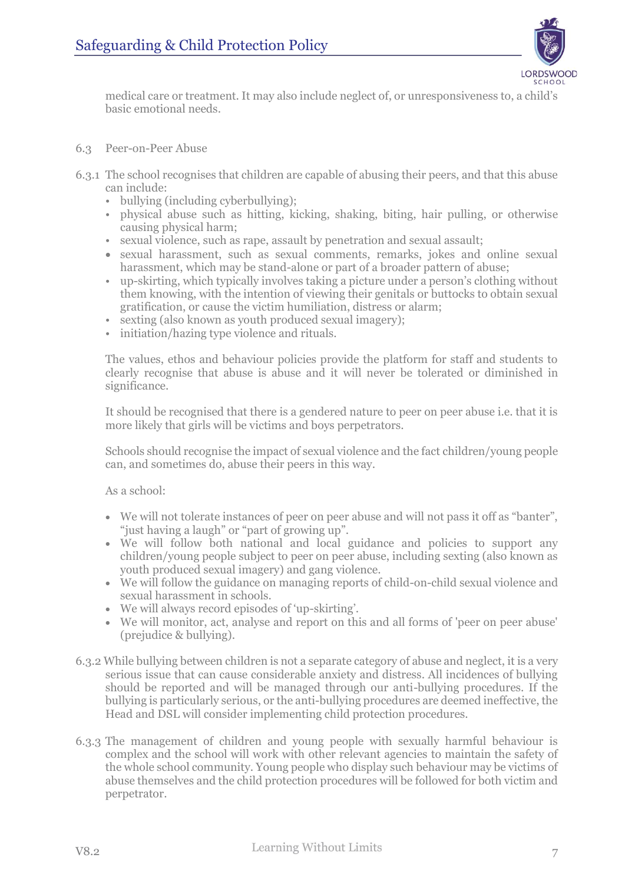medical care or treatment. It may also include neglect of, or unresponsiveness to, a child's basic emotional needs.

6.3 Peer-on-Peer Abuse

6.3.1 The school recognises that children are capable of abusing their peers, and that this abuse can include:

- bullying (including cyberbullying);
- physical abuse such as hitting, kicking, shaking, biting, hair pulling, or otherwise causing physical harm;
- sexual violence, such as rape, assault by penetration and sexual assault;
- sexual harassment, such as sexual comments, remarks, jokes and online sexual harassment, which may be stand-alone or part of a broader pattern of abuse;
- up-skirting, which typically involves taking a picture under a person's clothing without them knowing, with the intention of viewing their genitals or buttocks to obtain sexual gratification, or cause the victim humiliation, distress or alarm;
- sexting (also known as youth produced sexual imagery);
- initiation/hazing type violence and rituals.

The values, ethos and behaviour policies provide the platform for staff and students to clearly recognise that abuse is abuse and it will never be tolerated or diminished in significance.

It should be recognised that there is a gendered nature to peer on peer abuse i.e. that it is more likely that girls will be victims and boys perpetrators.

Schools should recognise the impact of sexual violence and the fact children/young people can, and sometimes do, abuse their peers in this way.

As a school:

- We will not tolerate instances of peer on peer abuse and will not pass it off as "banter", "just having a laugh" or "part of growing up".
- We will follow both national and local guidance and policies to support any children/young people subject to peer on peer abuse, including sexting (also known as youth produced sexual imagery) and gang violence.
- We will follow the guidance on managing reports of child-on-child sexual violence and sexual harassment in schools.
- We will always record episodes of 'up-skirting'.
- We will monitor, act, analyse and report on this and all forms of 'peer on peer abuse' (prejudice & bullying).

6.3.2 While bullying between children is not a separate category of abuse and neglect, it is a very serious issue that can cause considerable anxiety and distress. All incidences of bullying should be reported and will be managed through our anti-bullying procedures. If the bullying is particularly serious, or the anti-bullying procedures are deemed ineffective, the Head and DSL will consider implementing child protection procedures.

6.3.3 The management of children and young people with sexually harmful behaviour is complex and the school will work with other relevant agencies to maintain the safety of the whole school community. Young people who display such behaviour may be victims of abuse themselves and the child protection procedures will be followed for both victim and perpetrator.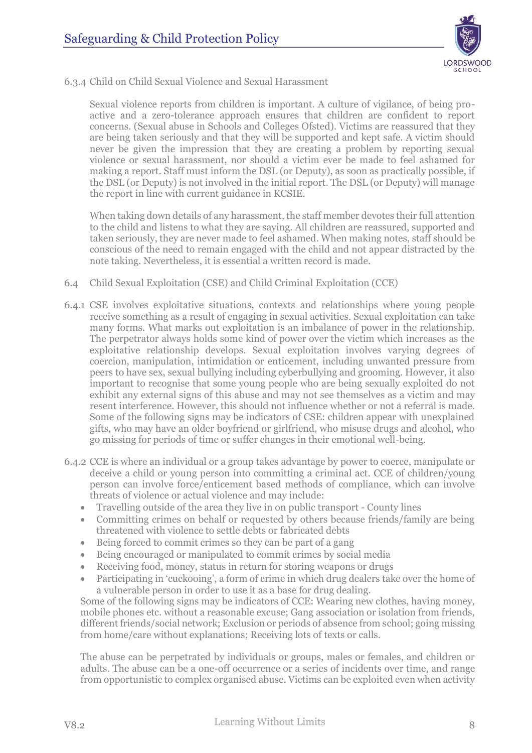6.3.4 Child on Child Sexual Violence and Sexual Harassment

Sexual violence reports from children is important. A culture of vigilance, of being pro-active and a zero-tolerance approach ensures that children are confident to report concerns. (Sexual abuse in Schools and Colleges Ofsted). Victims are reassured that they are being taken seriously and that they will be supported and kept safe. A victim should never be given the impression that they are creating a problem by reporting sexual violence or sexual harassment, nor should a victim ever be made to feel ashamed for making a report. Staff must inform the DSL (or Deputy), as soon as practically possible, if the DSL (or Deputy) is not involved in the initial report. The DSL (or Deputy) will manage the report in line with current guidance in KCSIE.

When taking down details of any harassment, the staff member devotes their full attention to the child and listens to what they are saying. All children are reassured, supported and taken seriously, they are never made to feel ashamed. When making notes, staff should be conscious of the need to remain engaged with the child and not appear distracted by the note taking. Nevertheless, it is essential a written record is made.

6.4 Child Sexual Exploitation (CSE) and Child Criminal Exploitation (CCE)

6.4.1 CSE involves exploitative situations, contexts and relationships where young people receive something as a result of engaging in sexual activities. Sexual exploitation can take many forms. What marks out exploitation is an imbalance of power in the relationship. The perpetrator always holds some kind of power over the victim which increases as the exploitative relationship develops. Sexual exploitation involves varying degrees of coercion, manipulation, intimidation or enticement, including unwanted pressure from peers to have sex, sexual bullying including cyberbullying and grooming. However, it also important to recognise that some young people who are being sexually exploited do not exhibit any external signs of this abuse and may not see themselves as a victim and may resent interference. However, this should not influence whether or not a referral is made. Some of the following signs may be indicators of CSE: children appear with unexplained gifts, who may have an older boyfriend or girlfriend, who misuse drugs and alcohol, who go missing for periods of time or suffer changes in their emotional well-being.

6.4.2 CCE is where an individual or a group takes advantage by power to coerce, manipulate or deceive a child or young person into committing a criminal act. CCE of children/young person can involve force/enticement based methods of compliance, which can involve threats of violence or actual violence and may include:

- Travelling outside of the area they live in on public transport - County lines
- Committing crimes on behalf or requested by others because friends/family are being threatened with violence to settle debts or fabricated debts
- Being forced to commit crimes so they can be part of a gang
- Being encouraged or manipulated to commit crimes by social media
- Receiving food, money, status in return for storing weapons or drugs
- Participating in 'cuckooing', a form of crime in which drug dealers take over the home of a vulnerable person in order to use it as a base for drug dealing.

Some of the following signs may be indicators of CCE: Wearing new clothes, having money, mobile phones etc. without a reasonable excuse; Gang association or isolation from friends, different friends/social network; Exclusion or periods of absence from school; going missing from home/care without explanations; Receiving lots of texts or calls.

The abuse can be perpetrated by individuals or groups, males or females, and children or adults. The abuse can be a one-off occurrence or a series of incidents over time, and range from opportunistic to complex organised abuse. Victims can be exploited even when activity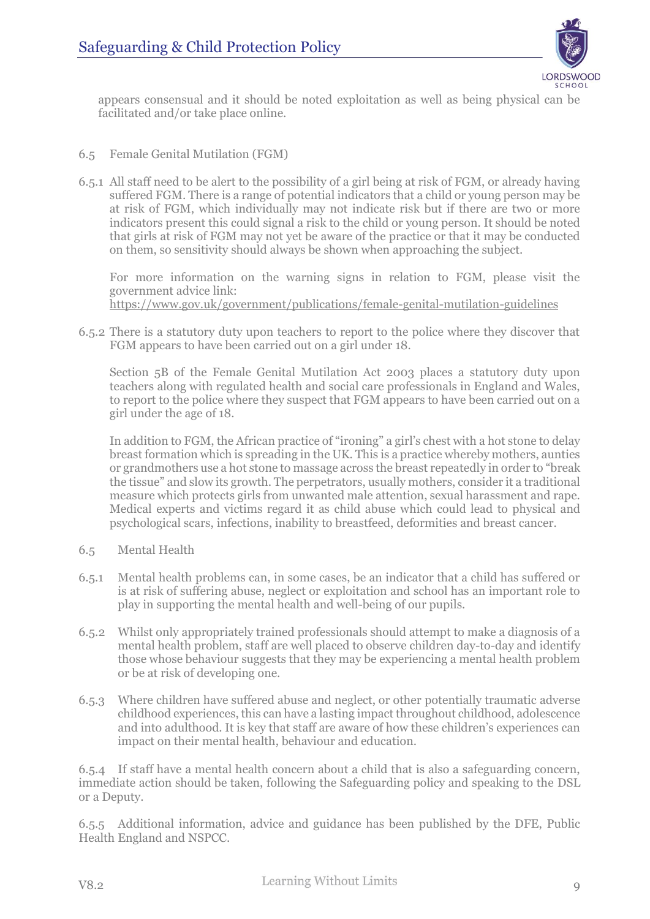appears consensual and it should be noted exploitation as well as being physical can be facilitated and/or take place online.

6.5 Female Genital Mutilation (FGM)

6.5.1 All staff need to be alert to the possibility of a girl being at risk of FGM, or already having suffered FGM. There is a range of potential indicators that a child or young person may be at risk of FGM, which individually may not indicate risk but if there are two or more indicators present this could signal a risk to the child or young person. It should be noted that girls at risk of FGM may not yet be aware of the practice or that it may be conducted on them, so sensitivity should always be shown when approaching the subject.

For more information on the warning signs in relation to FGM, please visit the government advice link:
https://www.gov.uk/government/publications/female-genital-mutilation-guidelines

6.5.2 There is a statutory duty upon teachers to report to the police where they discover that FGM appears to have been carried out on a girl under 18.

Section 5B of the Female Genital Mutilation Act 2003 places a statutory duty upon teachers along with regulated health and social care professionals in England and Wales, to report to the police where they suspect that FGM appears to have been carried out on a girl under the age of 18.

In addition to FGM, the African practice of "ironing" a girl's chest with a hot stone to delay breast formation which is spreading in the UK. This is a practice whereby mothers, aunties or grandmothers use a hot stone to massage across the breast repeatedly in order to "break the tissue" and slow its growth. The perpetrators, usually mothers, consider it a traditional measure which protects girls from unwanted male attention, sexual harassment and rape. Medical experts and victims regard it as child abuse which could lead to physical and psychological scars, infections, inability to breastfeed, deformities and breast cancer.

6.5 Mental Health

6.5.1 Mental health problems can, in some cases, be an indicator that a child has suffered or is at risk of suffering abuse, neglect or exploitation and school has an important role to play in supporting the mental health and well-being of our pupils.

6.5.2 Whilst only appropriately trained professionals should attempt to make a diagnosis of a mental health problem, staff are well placed to observe children day-to-day and identify those whose behaviour suggests that they may be experiencing a mental health problem or be at risk of developing one.

6.5.3 Where children have suffered abuse and neglect, or other potentially traumatic adverse childhood experiences, this can have a lasting impact throughout childhood, adolescence and into adulthood. It is key that staff are aware of how these children's experiences can impact on their mental health, behaviour and education.

6.5.4 If staff have a mental health concern about a child that is also a safeguarding concern, immediate action should be taken, following the Safeguarding policy and speaking to the DSL or a Deputy.

6.5.5 Additional information, advice and guidance has been published by the DFE, Public Health England and NSPCC.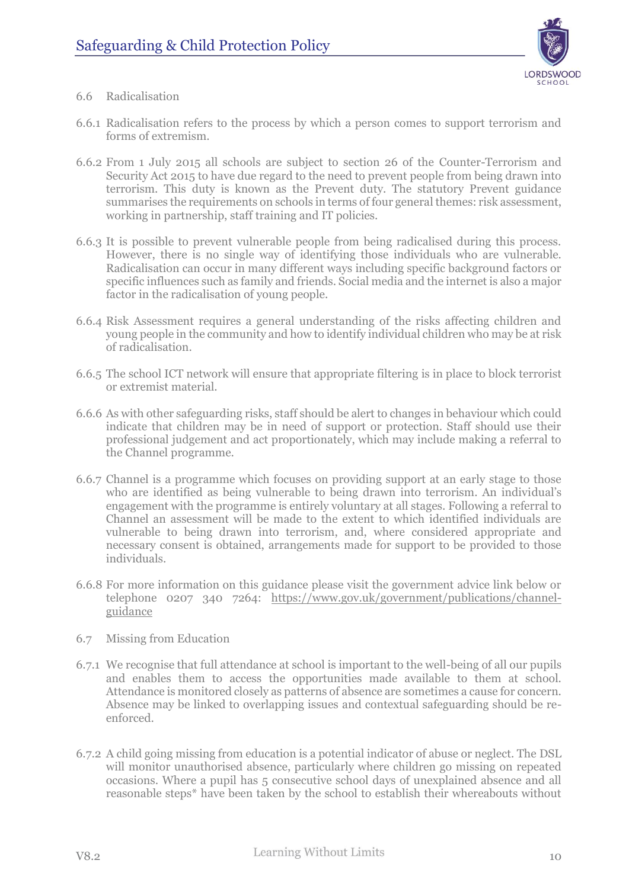### 6.6 Radicalisation

6.6.1 Radicalisation refers to the process by which a person comes to support terrorism and forms of extremism.

6.6.2 From 1 July 2015 all schools are subject to section 26 of the Counter-Terrorism and Security Act 2015 to have due regard to the need to prevent people from being drawn into terrorism. This duty is known as the Prevent duty. The statutory Prevent guidance summarises the requirements on schools in terms of four general themes: risk assessment, working in partnership, staff training and IT policies.

6.6.3 It is possible to prevent vulnerable people from being radicalised during this process. However, there is no single way of identifying those individuals who are vulnerable. Radicalisation can occur in many different ways including specific background factors or specific influences such as family and friends. Social media and the internet is also a major factor in the radicalisation of young people.

6.6.4 Risk Assessment requires a general understanding of the risks affecting children and young people in the community and how to identify individual children who may be at risk of radicalisation.

6.6.5 The school ICT network will ensure that appropriate filtering is in place to block terrorist or extremist material.

6.6.6 As with other safeguarding risks, staff should be alert to changes in behaviour which could indicate that children may be in need of support or protection. Staff should use their professional judgement and act proportionately, which may include making a referral to the Channel programme.

6.6.7 Channel is a programme which focuses on providing support at an early stage to those who are identified as being vulnerable to being drawn into terrorism. An individual's engagement with the programme is entirely voluntary at all stages. Following a referral to Channel an assessment will be made to the extent to which identified individuals are vulnerable to being drawn into terrorism, and, where considered appropriate and necessary consent is obtained, arrangements made for support to be provided to those individuals.

6.6.8 For more information on this guidance please visit the government advice link below or telephone 0207 340 7264: https://www.gov.uk/government/publications/channel-guidance

### 6.7 Missing from Education

6.7.1 We recognise that full attendance at school is important to the well-being of all our pupils and enables them to access the opportunities made available to them at school. Attendance is monitored closely as patterns of absence are sometimes a cause for concern. Absence may be linked to overlapping issues and contextual safeguarding should be re-enforced.

6.7.2 A child going missing from education is a potential indicator of abuse or neglect. The DSL will monitor unauthorised absence, particularly where children go missing on repeated occasions. Where a pupil has 5 consecutive school days of unexplained absence and all reasonable steps* have been taken by the school to establish their whereabouts without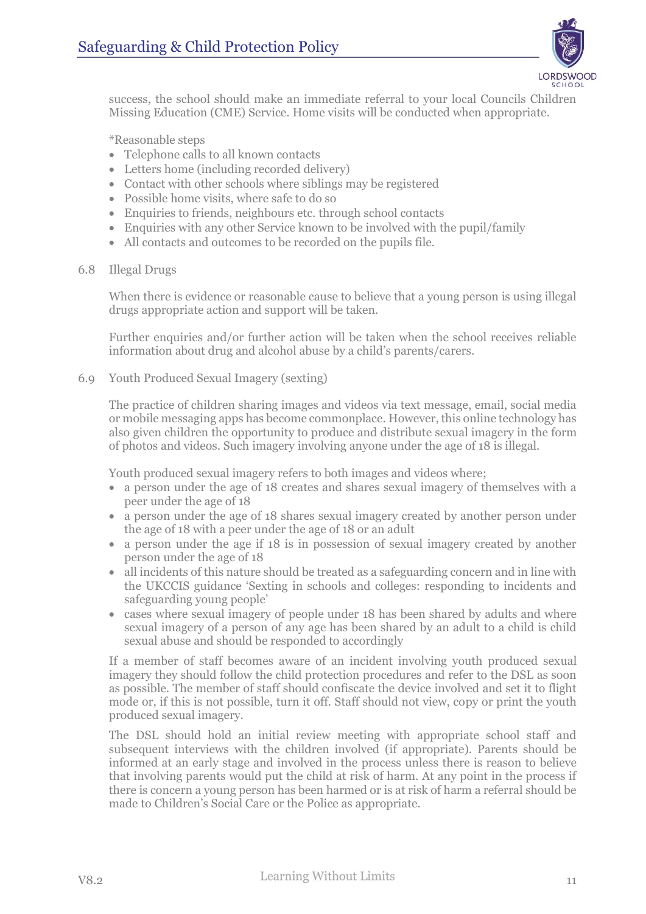success, the school should make an immediate referral to your local Councils Children Missing Education (CME) Service. Home visits will be conducted when appropriate.

*Reasonable steps

- Telephone calls to all known contacts
- Letters home (including recorded delivery)
- Contact with other schools where siblings may be registered
- Possible home visits, where safe to do so
- Enquiries to friends, neighbours etc. through school contacts
- Enquiries with any other Service known to be involved with the pupil/family
- All contacts and outcomes to be recorded on the pupils file.

### 6.8 Illegal Drugs

When there is evidence or reasonable cause to believe that a young person is using illegal drugs appropriate action and support will be taken.

Further enquiries and/or further action will be taken when the school receives reliable information about drug and alcohol abuse by a child's parents/carers.

### 6.9 Youth Produced Sexual Imagery (sexting)

The practice of children sharing images and videos via text message, email, social media or mobile messaging apps has become commonplace. However, this online technology has also given children the opportunity to produce and distribute sexual imagery in the form of photos and videos. Such imagery involving anyone under the age of 18 is illegal.

Youth produced sexual imagery refers to both images and videos where;

- a person under the age of 18 creates and shares sexual imagery of themselves with a peer under the age of 18
- a person under the age of 18 shares sexual imagery created by another person under the age of 18 with a peer under the age of 18 or an adult
- a person under the age if 18 is in possession of sexual imagery created by another person under the age of 18
- all incidents of this nature should be treated as a safeguarding concern and in line with the UKCCIS guidance 'Sexting in schools and colleges: responding to incidents and safeguarding young people'
- cases where sexual imagery of people under 18 has been shared by adults and where sexual imagery of a person of any age has been shared by an adult to a child is child sexual abuse and should be responded to accordingly

If a member of staff becomes aware of an incident involving youth produced sexual imagery they should follow the child protection procedures and refer to the DSL as soon as possible. The member of staff should confiscate the device involved and set it to flight mode or, if this is not possible, turn it off. Staff should not view, copy or print the youth produced sexual imagery.

The DSL should hold an initial review meeting with appropriate school staff and subsequent interviews with the children involved (if appropriate). Parents should be informed at an early stage and involved in the process unless there is reason to believe that involving parents would put the child at risk of harm. At any point in the process if there is concern a young person has been harmed or is at risk of harm a referral should be made to Children's Social Care or the Police as appropriate.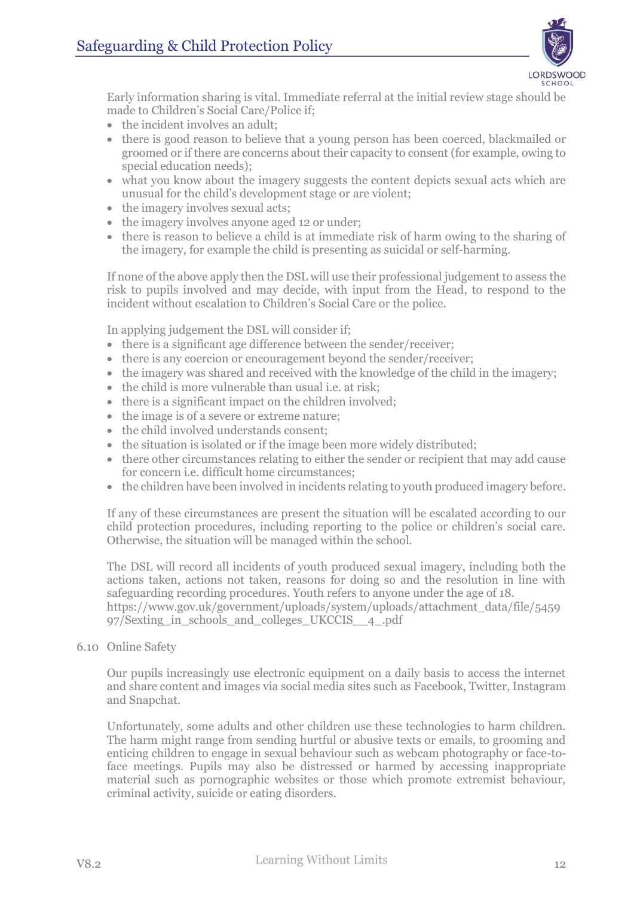Early information sharing is vital. Immediate referral at the initial review stage should be made to Children's Social Care/Police if;

- the incident involves an adult;
- there is good reason to believe that a young person has been coerced, blackmailed or groomed or if there are concerns about their capacity to consent (for example, owing to special education needs);
- what you know about the imagery suggests the content depicts sexual acts which are unusual for the child's development stage or are violent;
- the imagery involves sexual acts;
- the imagery involves anyone aged 12 or under;
- there is reason to believe a child is at immediate risk of harm owing to the sharing of the imagery, for example the child is presenting as suicidal or self-harming.

If none of the above apply then the DSL will use their professional judgement to assess the risk to pupils involved and may decide, with input from the Head, to respond to the incident without escalation to Children's Social Care or the police.

In applying judgement the DSL will consider if;

- there is a significant age difference between the sender/receiver;
- there is any coercion or encouragement beyond the sender/receiver;
- the imagery was shared and received with the knowledge of the child in the imagery;
- the child is more vulnerable than usual i.e. at risk;
- there is a significant impact on the children involved;
- the image is of a severe or extreme nature;
- the child involved understands consent;
- the situation is isolated or if the image been more widely distributed;
- there other circumstances relating to either the sender or recipient that may add cause for concern i.e. difficult home circumstances;
- the children have been involved in incidents relating to youth produced imagery before.

If any of these circumstances are present the situation will be escalated according to our child protection procedures, including reporting to the police or children's social care. Otherwise, the situation will be managed within the school.

The DSL will record all incidents of youth produced sexual imagery, including both the actions taken, actions not taken, reasons for doing so and the resolution in line with safeguarding recording procedures. Youth refers to anyone under the age of 18.
https://www.gov.uk/government/uploads/system/uploads/attachment_data/file/545997/Sexting_in_schools_and_colleges_UKCCIS__4_.pdf

6.10 Online Safety

Our pupils increasingly use electronic equipment on a daily basis to access the internet and share content and images via social media sites such as Facebook, Twitter, Instagram and Snapchat.

Unfortunately, some adults and other children use these technologies to harm children. The harm might range from sending hurtful or abusive texts or emails, to grooming and enticing children to engage in sexual behaviour such as webcam photography or face-to-face meetings. Pupils may also be distressed or harmed by accessing inappropriate material such as pornographic websites or those which promote extremist behaviour, criminal activity, suicide or eating disorders.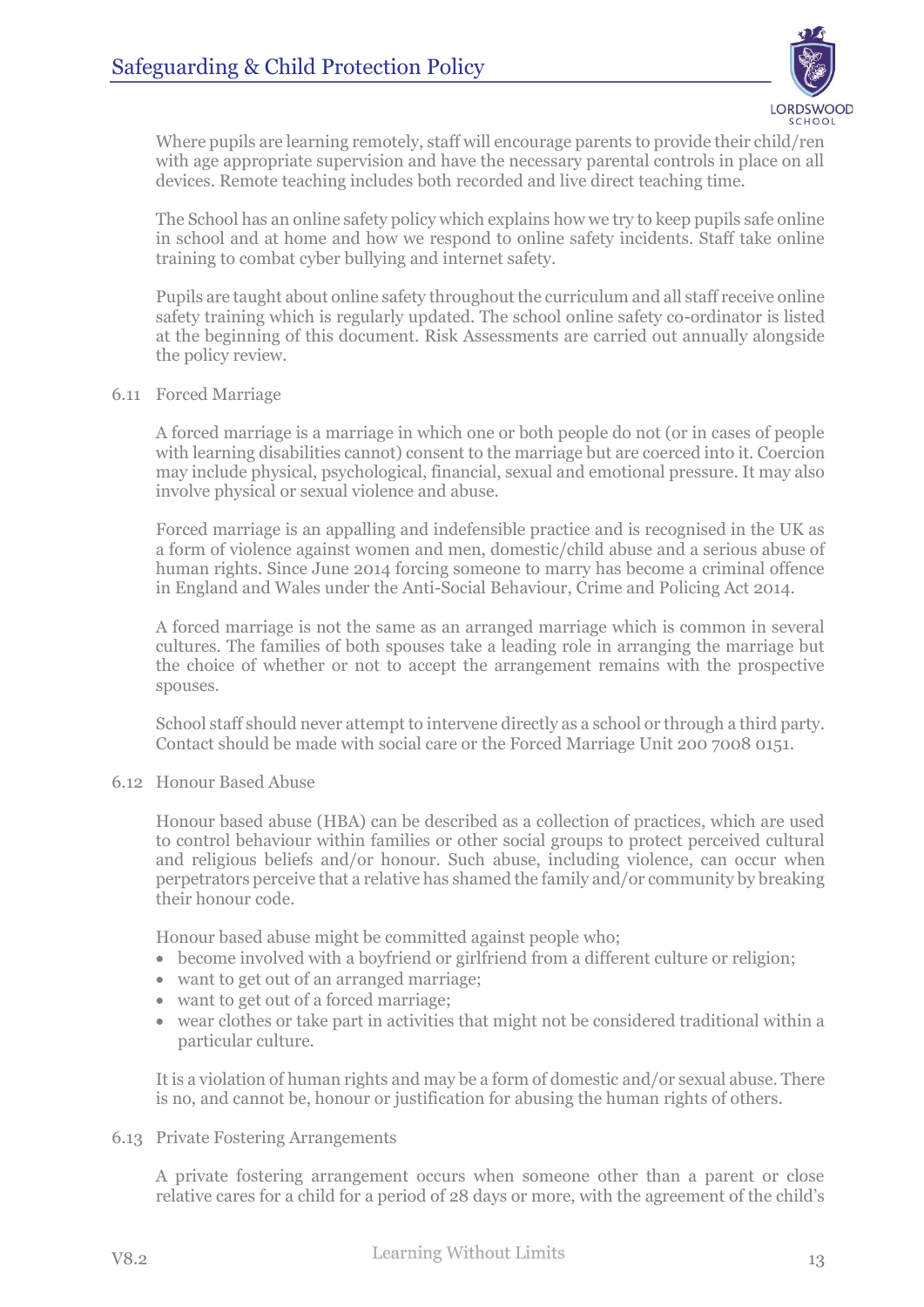Where pupils are learning remotely, staff will encourage parents to provide their child/ren with age appropriate supervision and have the necessary parental controls in place on all devices. Remote teaching includes both recorded and live direct teaching time.

The School has an online safety policy which explains how we try to keep pupils safe online in school and at home and how we respond to online safety incidents. Staff take online training to combat cyber bullying and internet safety.

Pupils are taught about online safety throughout the curriculum and all staff receive online safety training which is regularly updated. The school online safety co-ordinator is listed at the beginning of this document. Risk Assessments are carried out annually alongside the policy review.

### 6.11 Forced Marriage

A forced marriage is a marriage in which one or both people do not (or in cases of people with learning disabilities cannot) consent to the marriage but are coerced into it. Coercion may include physical, psychological, financial, sexual and emotional pressure. It may also involve physical or sexual violence and abuse.

Forced marriage is an appalling and indefensible practice and is recognised in the UK as a form of violence against women and men, domestic/child abuse and a serious abuse of human rights. Since June 2014 forcing someone to marry has become a criminal offence in England and Wales under the Anti-Social Behaviour, Crime and Policing Act 2014.

A forced marriage is not the same as an arranged marriage which is common in several cultures. The families of both spouses take a leading role in arranging the marriage but the choice of whether or not to accept the arrangement remains with the prospective spouses.

School staff should never attempt to intervene directly as a school or through a third party. Contact should be made with social care or the Forced Marriage Unit 200 7008 0151.

### 6.12 Honour Based Abuse

Honour based abuse (HBA) can be described as a collection of practices, which are used to control behaviour within families or other social groups to protect perceived cultural and religious beliefs and/or honour. Such abuse, including violence, can occur when perpetrators perceive that a relative has shamed the family and/or community by breaking their honour code.

Honour based abuse might be committed against people who;

- become involved with a boyfriend or girlfriend from a different culture or religion;
- want to get out of an arranged marriage;
- want to get out of a forced marriage;
- wear clothes or take part in activities that might not be considered traditional within a particular culture.

It is a violation of human rights and may be a form of domestic and/or sexual abuse. There is no, and cannot be, honour or justification for abusing the human rights of others.

### 6.13 Private Fostering Arrangements

A private fostering arrangement occurs when someone other than a parent or close relative cares for a child for a period of 28 days or more, with the agreement of the child's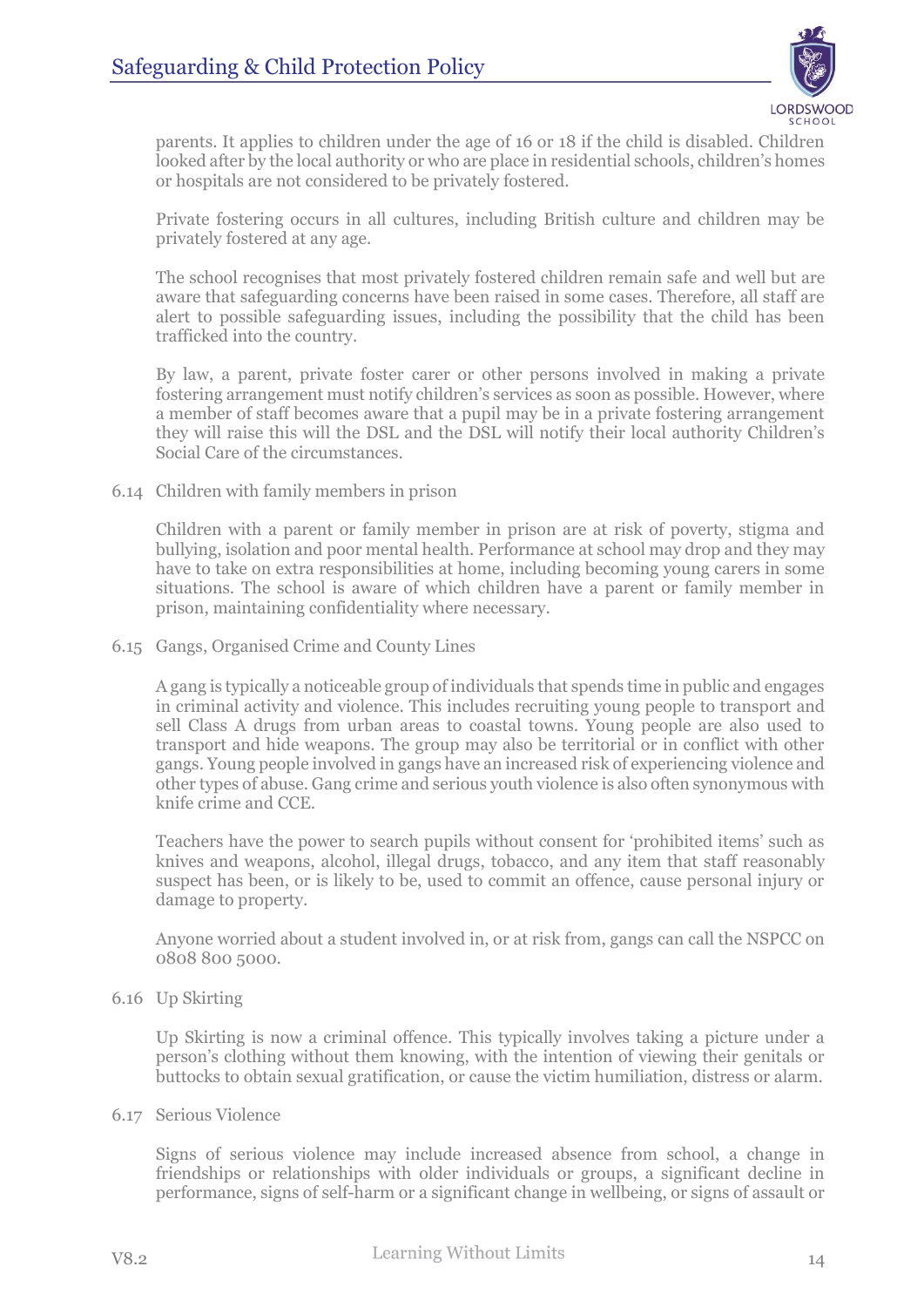parents. It applies to children under the age of 16 or 18 if the child is disabled. Children looked after by the local authority or who are place in residential schools, children's homes or hospitals are not considered to be privately fostered.

Private fostering occurs in all cultures, including British culture and children may be privately fostered at any age.

The school recognises that most privately fostered children remain safe and well but are aware that safeguarding concerns have been raised in some cases. Therefore, all staff are alert to possible safeguarding issues, including the possibility that the child has been trafficked into the country.

By law, a parent, private foster carer or other persons involved in making a private fostering arrangement must notify children's services as soon as possible. However, where a member of staff becomes aware that a pupil may be in a private fostering arrangement they will raise this will the DSL and the DSL will notify their local authority Children's Social Care of the circumstances.

### 6.14 Children with family members in prison

Children with a parent or family member in prison are at risk of poverty, stigma and bullying, isolation and poor mental health. Performance at school may drop and they may have to take on extra responsibilities at home, including becoming young carers in some situations. The school is aware of which children have a parent or family member in prison, maintaining confidentiality where necessary.

### 6.15 Gangs, Organised Crime and County Lines

A gang is typically a noticeable group of individuals that spends time in public and engages in criminal activity and violence. This includes recruiting young people to transport and sell Class A drugs from urban areas to coastal towns. Young people are also used to transport and hide weapons. The group may also be territorial or in conflict with other gangs. Young people involved in gangs have an increased risk of experiencing violence and other types of abuse. Gang crime and serious youth violence is also often synonymous with knife crime and CCE.

Teachers have the power to search pupils without consent for 'prohibited items' such as knives and weapons, alcohol, illegal drugs, tobacco, and any item that staff reasonably suspect has been, or is likely to be, used to commit an offence, cause personal injury or damage to property.

Anyone worried about a student involved in, or at risk from, gangs can call the NSPCC on 0808 800 5000.

### 6.16 Up Skirting

Up Skirting is now a criminal offence. This typically involves taking a picture under a person's clothing without them knowing, with the intention of viewing their genitals or buttocks to obtain sexual gratification, or cause the victim humiliation, distress or alarm.

### 6.17 Serious Violence

Signs of serious violence may include increased absence from school, a change in friendships or relationships with older individuals or groups, a significant decline in performance, signs of self-harm or a significant change in wellbeing, or signs of assault or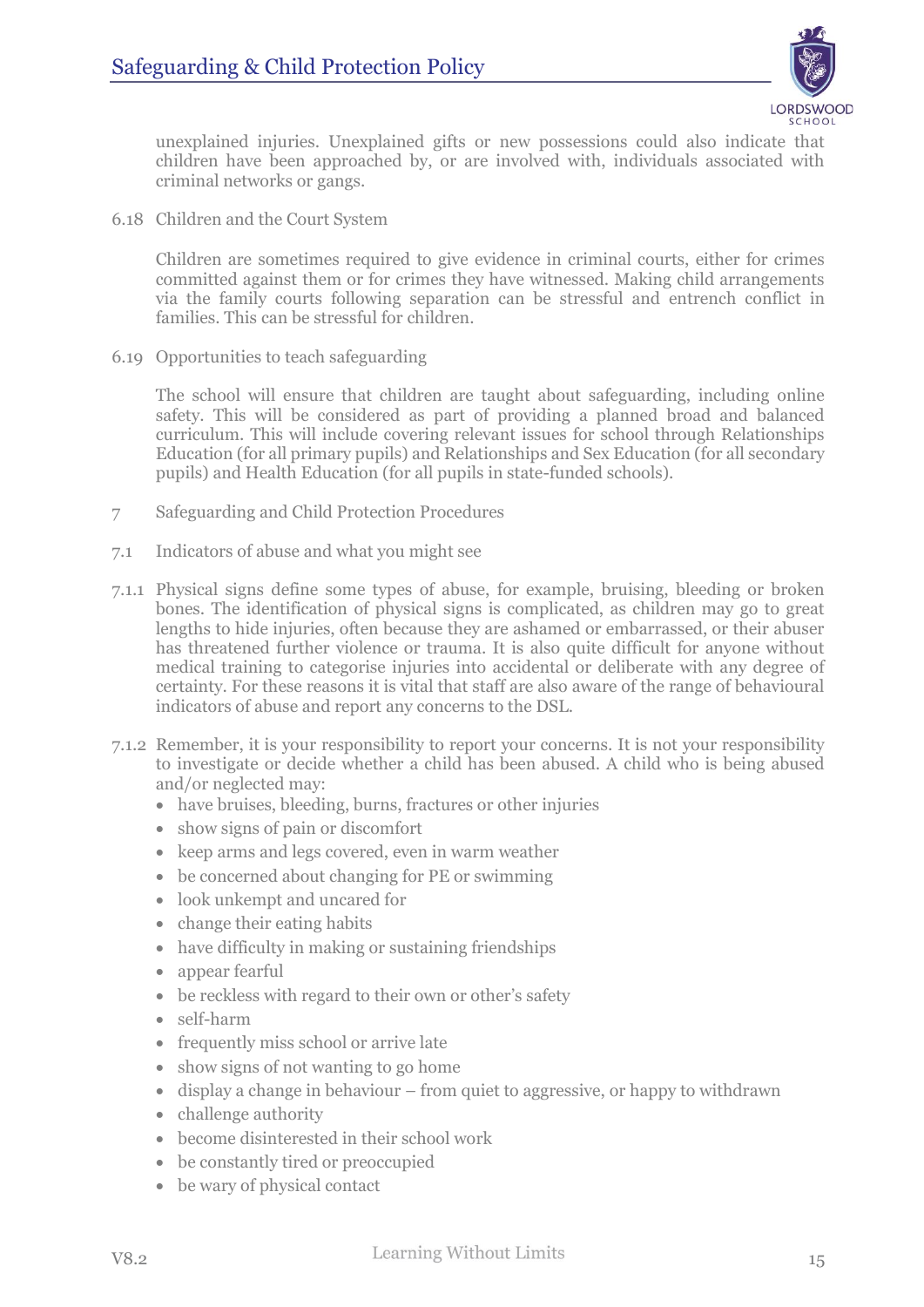unexplained injuries. Unexplained gifts or new possessions could also indicate that children have been approached by, or are involved with, individuals associated with criminal networks or gangs.

6.18 Children and the Court System

Children are sometimes required to give evidence in criminal courts, either for crimes committed against them or for crimes they have witnessed. Making child arrangements via the family courts following separation can be stressful and entrench conflict in families. This can be stressful for children.

6.19 Opportunities to teach safeguarding

The school will ensure that children are taught about safeguarding, including online safety. This will be considered as part of providing a planned broad and balanced curriculum. This will include covering relevant issues for school through Relationships Education (for all primary pupils) and Relationships and Sex Education (for all secondary pupils) and Health Education (for all pupils in state-funded schools).

## 7 Safeguarding and Child Protection Procedures

### 7.1 Indicators of abuse and what you might see

7.1.1 Physical signs define some types of abuse, for example, bruising, bleeding or broken bones. The identification of physical signs is complicated, as children may go to great lengths to hide injuries, often because they are ashamed or embarrassed, or their abuser has threatened further violence or trauma. It is also quite difficult for anyone without medical training to categorise injuries into accidental or deliberate with any degree of certainty. For these reasons it is vital that staff are also aware of the range of behavioural indicators of abuse and report any concerns to the DSL.

7.1.2 Remember, it is your responsibility to report your concerns. It is not your responsibility to investigate or decide whether a child has been abused. A child who is being abused and/or neglected may:

- have bruises, bleeding, burns, fractures or other injuries
- show signs of pain or discomfort
- keep arms and legs covered, even in warm weather
- be concerned about changing for PE or swimming
- look unkempt and uncared for
- change their eating habits
- have difficulty in making or sustaining friendships
- appear fearful
- be reckless with regard to their own or other's safety
- self-harm
- frequently miss school or arrive late
- show signs of not wanting to go home
- display a change in behaviour – from quiet to aggressive, or happy to withdrawn
- challenge authority
- become disinterested in their school work
- be constantly tired or preoccupied
- be wary of physical contact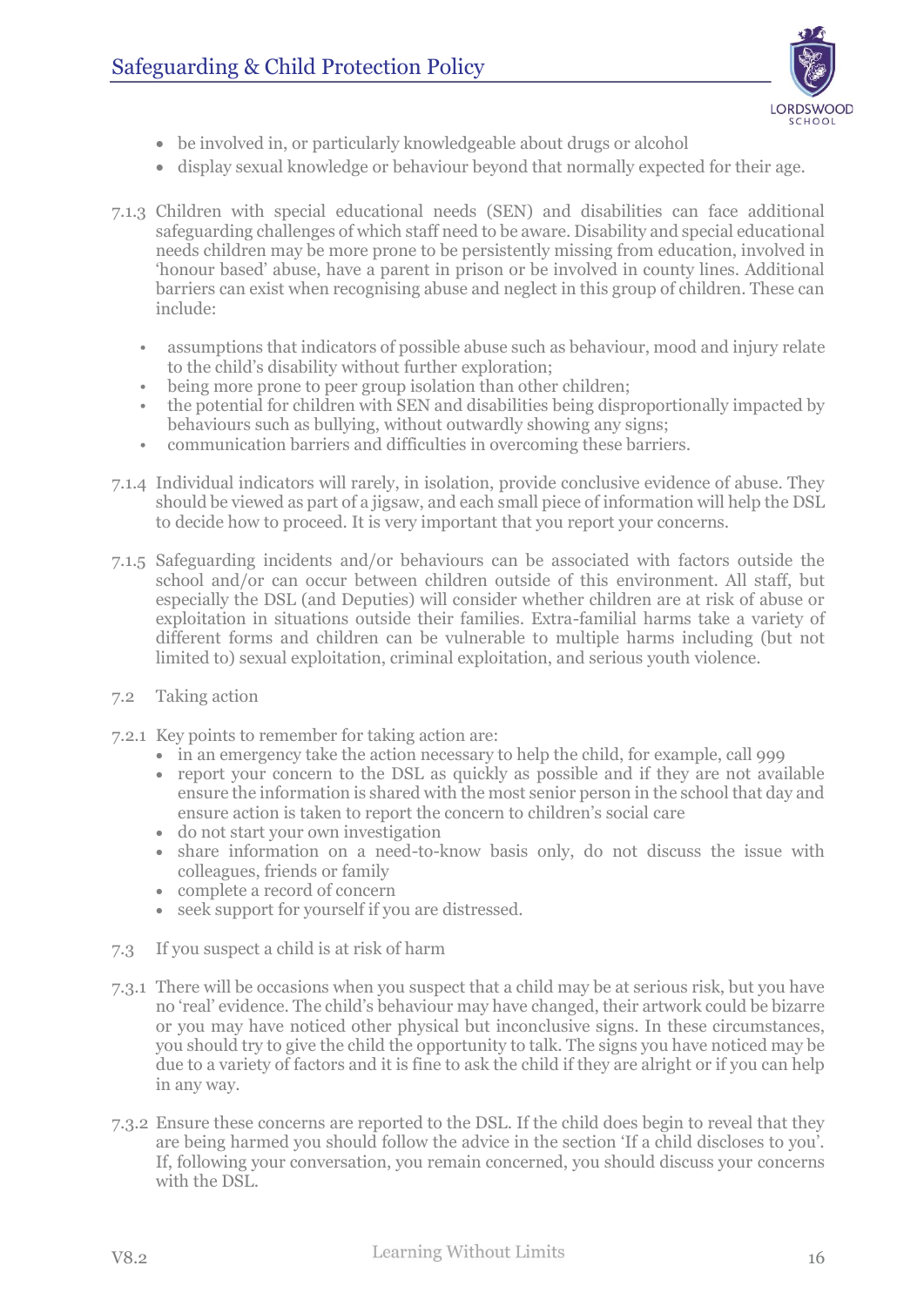- be involved in, or particularly knowledgeable about drugs or alcohol
- display sexual knowledge or behaviour beyond that normally expected for their age.

7.1.3 Children with special educational needs (SEN) and disabilities can face additional safeguarding challenges of which staff need to be aware. Disability and special educational needs children may be more prone to be persistently missing from education, involved in 'honour based' abuse, have a parent in prison or be involved in county lines. Additional barriers can exist when recognising abuse and neglect in this group of children. These can include:

- assumptions that indicators of possible abuse such as behaviour, mood and injury relate to the child's disability without further exploration;
- being more prone to peer group isolation than other children;
- the potential for children with SEN and disabilities being disproportionally impacted by behaviours such as bullying, without outwardly showing any signs;
- communication barriers and difficulties in overcoming these barriers.

7.1.4 Individual indicators will rarely, in isolation, provide conclusive evidence of abuse. They should be viewed as part of a jigsaw, and each small piece of information will help the DSL to decide how to proceed. It is very important that you report your concerns.

7.1.5 Safeguarding incidents and/or behaviours can be associated with factors outside the school and/or can occur between children outside of this environment. All staff, but especially the DSL (and Deputies) will consider whether children are at risk of abuse or exploitation in situations outside their families. Extra-familial harms take a variety of different forms and children can be vulnerable to multiple harms including (but not limited to) sexual exploitation, criminal exploitation, and serious youth violence.

7.2 Taking action

7.2.1 Key points to remember for taking action are:

- in an emergency take the action necessary to help the child, for example, call 999
- report your concern to the DSL as quickly as possible and if they are not available ensure the information is shared with the most senior person in the school that day and ensure action is taken to report the concern to children's social care
- do not start your own investigation
- share information on a need-to-know basis only, do not discuss the issue with colleagues, friends or family
- complete a record of concern
- seek support for yourself if you are distressed.

7.3 If you suspect a child is at risk of harm

7.3.1 There will be occasions when you suspect that a child may be at serious risk, but you have no 'real' evidence. The child's behaviour may have changed, their artwork could be bizarre or you may have noticed other physical but inconclusive signs. In these circumstances, you should try to give the child the opportunity to talk. The signs you have noticed may be due to a variety of factors and it is fine to ask the child if they are alright or if you can help in any way.

7.3.2 Ensure these concerns are reported to the DSL. If the child does begin to reveal that they are being harmed you should follow the advice in the section 'If a child discloses to you'. If, following your conversation, you remain concerned, you should discuss your concerns with the DSL.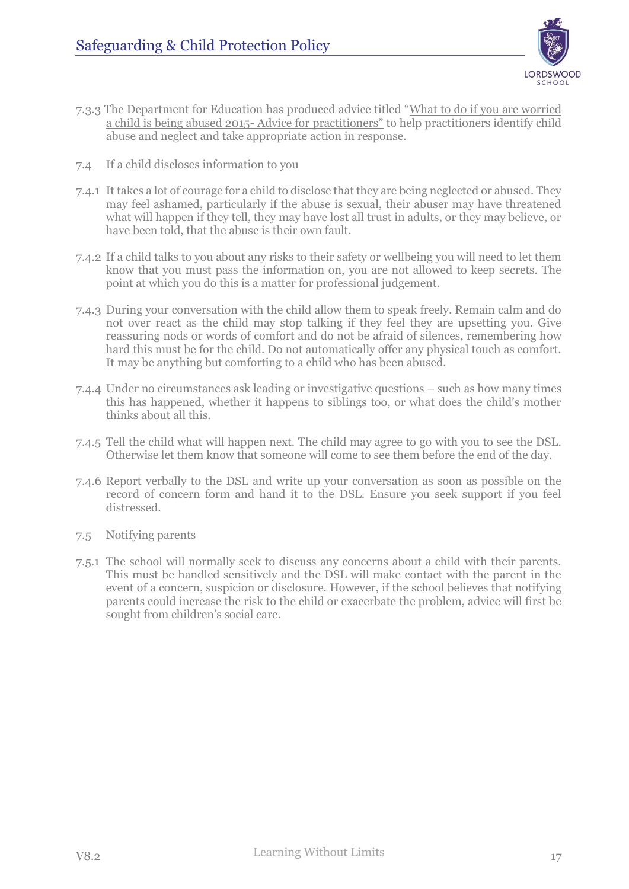7.3.3 The Department for Education has produced advice titled "What to do if you are worried a child is being abused 2015- Advice for practitioners" to help practitioners identify child abuse and neglect and take appropriate action in response.

## 7.4 If a child discloses information to you

7.4.1 It takes a lot of courage for a child to disclose that they are being neglected or abused. They may feel ashamed, particularly if the abuse is sexual, their abuser may have threatened what will happen if they tell, they may have lost all trust in adults, or they may believe, or have been told, that the abuse is their own fault.

7.4.2 If a child talks to you about any risks to their safety or wellbeing you will need to let them know that you must pass the information on, you are not allowed to keep secrets. The point at which you do this is a matter for professional judgement.

7.4.3 During your conversation with the child allow them to speak freely. Remain calm and do not over react as the child may stop talking if they feel they are upsetting you. Give reassuring nods or words of comfort and do not be afraid of silences, remembering how hard this must be for the child. Do not automatically offer any physical touch as comfort. It may be anything but comforting to a child who has been abused.

7.4.4 Under no circumstances ask leading or investigative questions – such as how many times this has happened, whether it happens to siblings too, or what does the child's mother thinks about all this.

7.4.5 Tell the child what will happen next. The child may agree to go with you to see the DSL. Otherwise let them know that someone will come to see them before the end of the day.

7.4.6 Report verbally to the DSL and write up your conversation as soon as possible on the record of concern form and hand it to the DSL. Ensure you seek support if you feel distressed.

## 7.5 Notifying parents

7.5.1 The school will normally seek to discuss any concerns about a child with their parents. This must be handled sensitively and the DSL will make contact with the parent in the event of a concern, suspicion or disclosure. However, if the school believes that notifying parents could increase the risk to the child or exacerbate the problem, advice will first be sought from children's social care.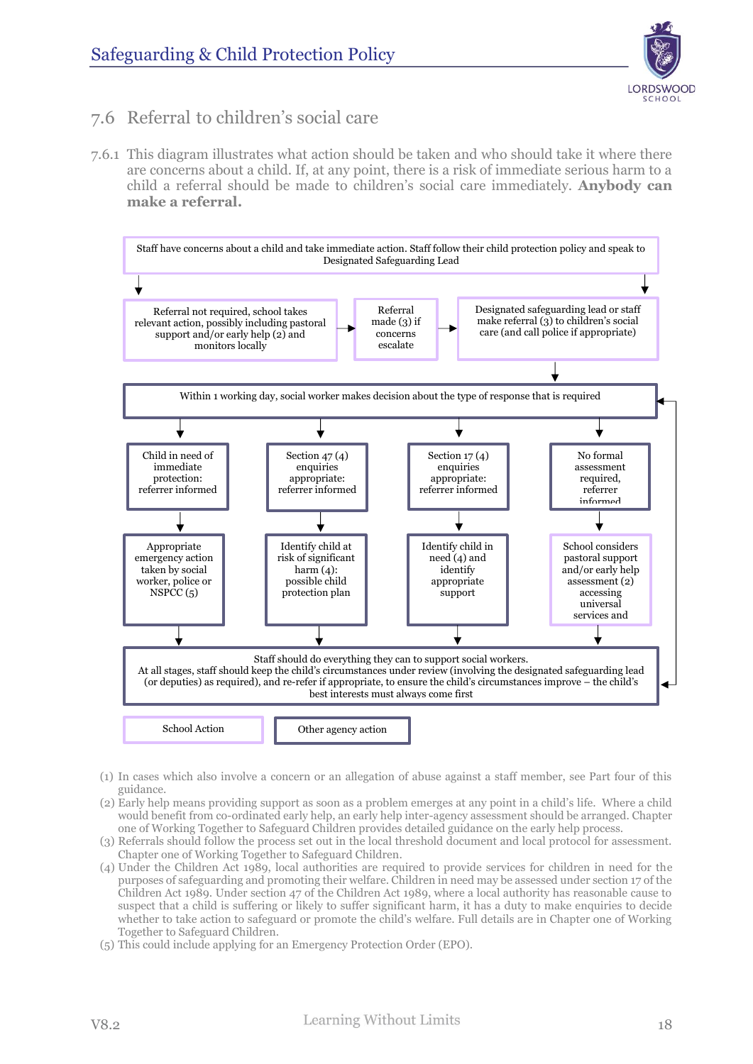## 7.6 Referral to children's social care

7.6.1 This diagram illustrates what action should be taken and who should take it where there are concerns about a child. If, at any point, there is a risk of immediate serious harm to a child a referral should be made to children's social care immediately. **Anybody can make a referral.**

Staff have concerns about a child and take immediate action. Staff follow their child protection policy and speak to Designated Safeguarding Lead

Referral not required, school takes relevant action, possibly including pastoral support and/or early help (2) and monitors locally

Referral made (3) if concerns escalate

Designated safeguarding lead or staff make referral (3) to children's social care (and call police if appropriate)

Within 1 working day, social worker makes decision about the type of response that is required

Child in need of immediate protection: referrer informed

Section 47 (4) enquiries appropriate: referrer informed

Section 17 (4) enquiries appropriate: referrer informed

No formal assessment required, referrer informed

Appropriate emergency action taken by social worker, police or NSPCC (5)

Identify child at risk of significant harm (4): possible child protection plan

Identify child in need (4) and identify appropriate support

School considers pastoral support and/or early help assessment (2) accessing universal services and

Staff should do everything they can to support social workers.
At all stages, staff should keep the child's circumstances under review (involving the designated safeguarding lead (or deputies) as required), and re-refer if appropriate, to ensure the child's circumstances improve – the child's best interests must always come first

School Action

Other agency action

(1) In cases which also involve a concern or an allegation of abuse against a staff member, see Part four of this guidance.
(2) Early help means providing support as soon as a problem emerges at any point in a child's life. Where a child would benefit from co-ordinated early help, an early help inter-agency assessment should be arranged. Chapter one of Working Together to Safeguard Children provides detailed guidance on the early help process.
(3) Referrals should follow the process set out in the local threshold document and local protocol for assessment. Chapter one of Working Together to Safeguard Children.
(4) Under the Children Act 1989, local authorities are required to provide services for children in need for the purposes of safeguarding and promoting their welfare. Children in need may be assessed under section 17 of the Children Act 1989. Under section 47 of the Children Act 1989, where a local authority has reasonable cause to suspect that a child is suffering or likely to suffer significant harm, it has a duty to make enquiries to decide whether to take action to safeguard or promote the child's welfare. Full details are in Chapter one of Working Together to Safeguard Children.
(5) This could include applying for an Emergency Protection Order (EPO).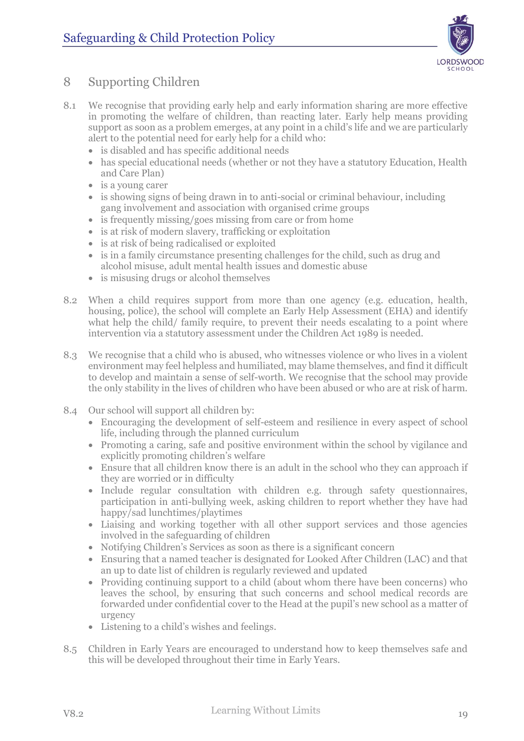## 8 Supporting Children

8.1 We recognise that providing early help and early information sharing are more effective in promoting the welfare of children, than reacting later. Early help means providing support as soon as a problem emerges, at any point in a child's life and we are particularly alert to the potential need for early help for a child who:

- is disabled and has specific additional needs
- has special educational needs (whether or not they have a statutory Education, Health and Care Plan)
- is a young carer
- is showing signs of being drawn in to anti-social or criminal behaviour, including gang involvement and association with organised crime groups
- is frequently missing/goes missing from care or from home
- is at risk of modern slavery, trafficking or exploitation
- is at risk of being radicalised or exploited
- is in a family circumstance presenting challenges for the child, such as drug and alcohol misuse, adult mental health issues and domestic abuse
- is misusing drugs or alcohol themselves

8.2 When a child requires support from more than one agency (e.g. education, health, housing, police), the school will complete an Early Help Assessment (EHA) and identify what help the child/ family require, to prevent their needs escalating to a point where intervention via a statutory assessment under the Children Act 1989 is needed.

8.3 We recognise that a child who is abused, who witnesses violence or who lives in a violent environment may feel helpless and humiliated, may blame themselves, and find it difficult to develop and maintain a sense of self-worth. We recognise that the school may provide the only stability in the lives of children who have been abused or who are at risk of harm.

8.4 Our school will support all children by:

- Encouraging the development of self-esteem and resilience in every aspect of school life, including through the planned curriculum
- Promoting a caring, safe and positive environment within the school by vigilance and explicitly promoting children's welfare
- Ensure that all children know there is an adult in the school who they can approach if they are worried or in difficulty
- Include regular consultation with children e.g. through safety questionnaires, participation in anti-bullying week, asking children to report whether they have had happy/sad lunchtimes/playtimes
- Liaising and working together with all other support services and those agencies involved in the safeguarding of children
- Notifying Children's Services as soon as there is a significant concern
- Ensuring that a named teacher is designated for Looked After Children (LAC) and that an up to date list of children is regularly reviewed and updated
- Providing continuing support to a child (about whom there have been concerns) who leaves the school, by ensuring that such concerns and school medical records are forwarded under confidential cover to the Head at the pupil's new school as a matter of urgency
- Listening to a child's wishes and feelings.

8.5 Children in Early Years are encouraged to understand how to keep themselves safe and this will be developed throughout their time in Early Years.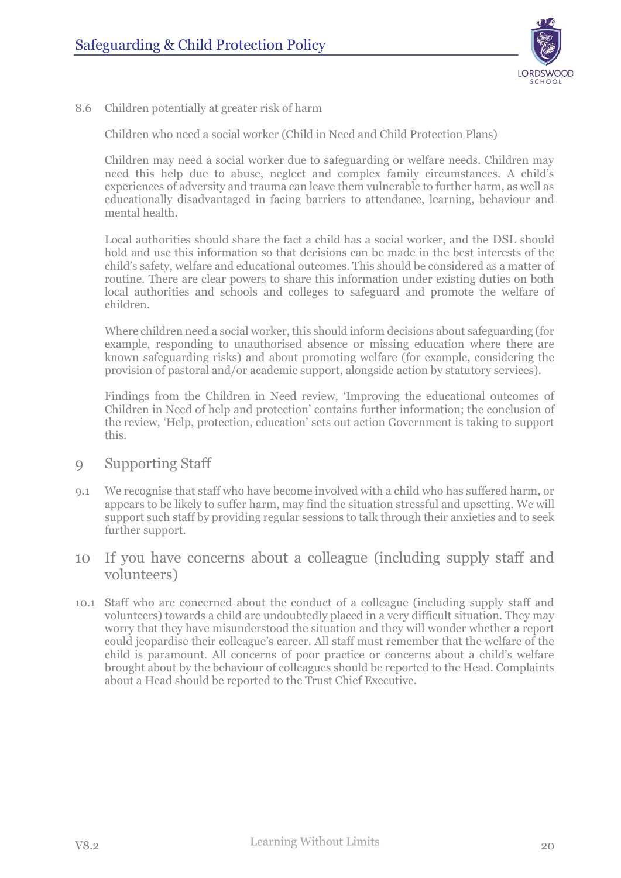8.6 Children potentially at greater risk of harm

Children who need a social worker (Child in Need and Child Protection Plans)

Children may need a social worker due to safeguarding or welfare needs. Children may need this help due to abuse, neglect and complex family circumstances. A child's experiences of adversity and trauma can leave them vulnerable to further harm, as well as educationally disadvantaged in facing barriers to attendance, learning, behaviour and mental health.

Local authorities should share the fact a child has a social worker, and the DSL should hold and use this information so that decisions can be made in the best interests of the child's safety, welfare and educational outcomes. This should be considered as a matter of routine. There are clear powers to share this information under existing duties on both local authorities and schools and colleges to safeguard and promote the welfare of children.

Where children need a social worker, this should inform decisions about safeguarding (for example, responding to unauthorised absence or missing education where there are known safeguarding risks) and about promoting welfare (for example, considering the provision of pastoral and/or academic support, alongside action by statutory services).

Findings from the Children in Need review, 'Improving the educational outcomes of Children in Need of help and protection' contains further information; the conclusion of the review, 'Help, protection, education' sets out action Government is taking to support this.

## 9 Supporting Staff

9.1 We recognise that staff who have become involved with a child who has suffered harm, or appears to be likely to suffer harm, may find the situation stressful and upsetting. We will support such staff by providing regular sessions to talk through their anxieties and to seek further support.

## 10 If you have concerns about a colleague (including supply staff and volunteers)

10.1 Staff who are concerned about the conduct of a colleague (including supply staff and volunteers) towards a child are undoubtedly placed in a very difficult situation. They may worry that they have misunderstood the situation and they will wonder whether a report could jeopardise their colleague's career. All staff must remember that the welfare of the child is paramount. All concerns of poor practice or concerns about a child's welfare brought about by the behaviour of colleagues should be reported to the Head. Complaints about a Head should be reported to the Trust Chief Executive.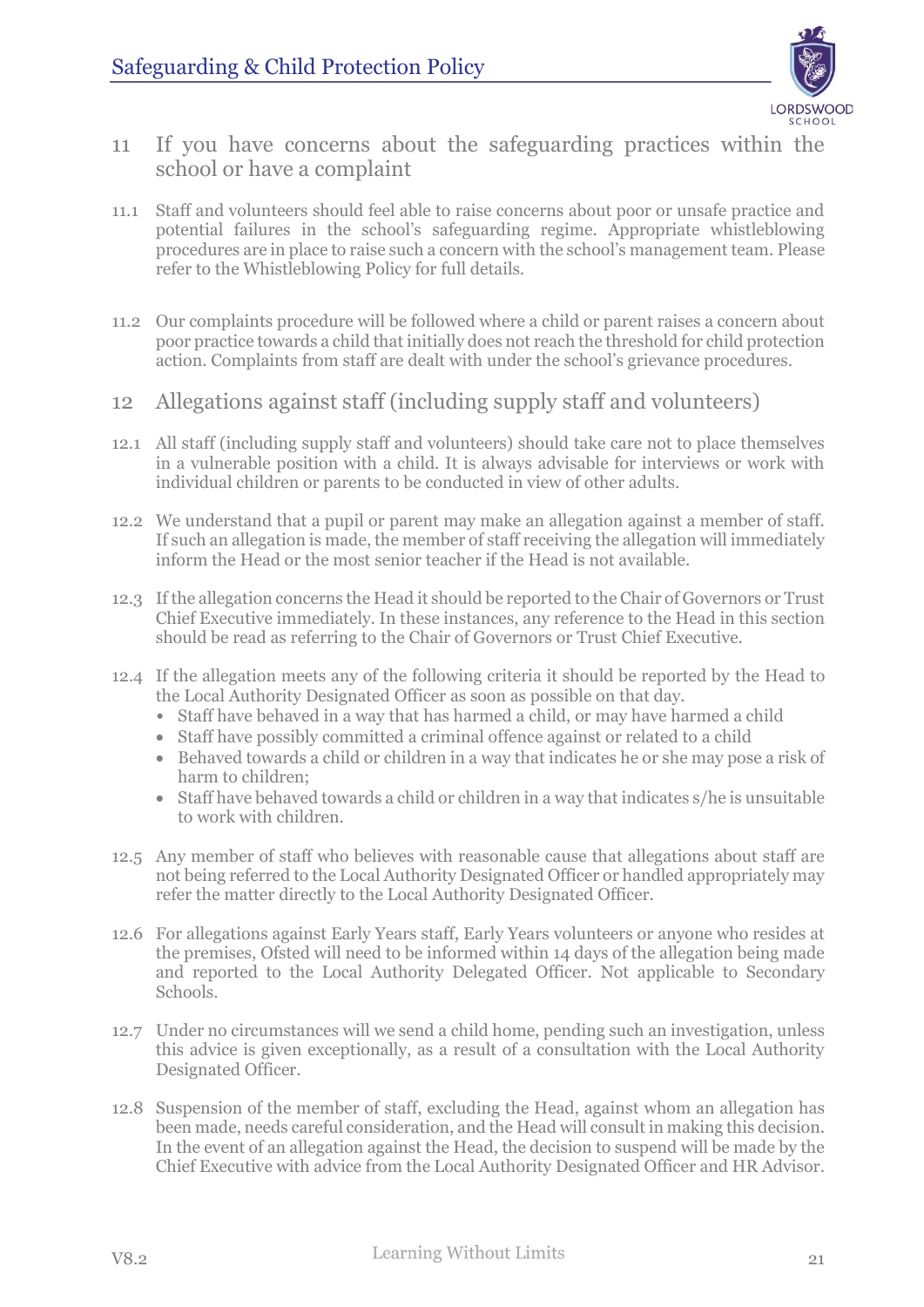## 11 If you have concerns about the safeguarding practices within the school or have a complaint

11.1 Staff and volunteers should feel able to raise concerns about poor or unsafe practice and potential failures in the school's safeguarding regime. Appropriate whistleblowing procedures are in place to raise such a concern with the school's management team. Please refer to the Whistleblowing Policy for full details.

11.2 Our complaints procedure will be followed where a child or parent raises a concern about poor practice towards a child that initially does not reach the threshold for child protection action. Complaints from staff are dealt with under the school's grievance procedures.

## 12 Allegations against staff (including supply staff and volunteers)

12.1 All staff (including supply staff and volunteers) should take care not to place themselves in a vulnerable position with a child. It is always advisable for interviews or work with individual children or parents to be conducted in view of other adults.

12.2 We understand that a pupil or parent may make an allegation against a member of staff. If such an allegation is made, the member of staff receiving the allegation will immediately inform the Head or the most senior teacher if the Head is not available.

12.3 If the allegation concerns the Head it should be reported to the Chair of Governors or Trust Chief Executive immediately. In these instances, any reference to the Head in this section should be read as referring to the Chair of Governors or Trust Chief Executive.

12.4 If the allegation meets any of the following criteria it should be reported by the Head to the Local Authority Designated Officer as soon as possible on that day.

- Staff have behaved in a way that has harmed a child, or may have harmed a child
- Staff have possibly committed a criminal offence against or related to a child
- Behaved towards a child or children in a way that indicates he or she may pose a risk of harm to children;
- Staff have behaved towards a child or children in a way that indicates s/he is unsuitable to work with children.

12.5 Any member of staff who believes with reasonable cause that allegations about staff are not being referred to the Local Authority Designated Officer or handled appropriately may refer the matter directly to the Local Authority Designated Officer.

12.6 For allegations against Early Years staff, Early Years volunteers or anyone who resides at the premises, Ofsted will need to be informed within 14 days of the allegation being made and reported to the Local Authority Delegated Officer. Not applicable to Secondary Schools.

12.7 Under no circumstances will we send a child home, pending such an investigation, unless this advice is given exceptionally, as a result of a consultation with the Local Authority Designated Officer.

12.8 Suspension of the member of staff, excluding the Head, against whom an allegation has been made, needs careful consideration, and the Head will consult in making this decision. In the event of an allegation against the Head, the decision to suspend will be made by the Chief Executive with advice from the Local Authority Designated Officer and HR Advisor.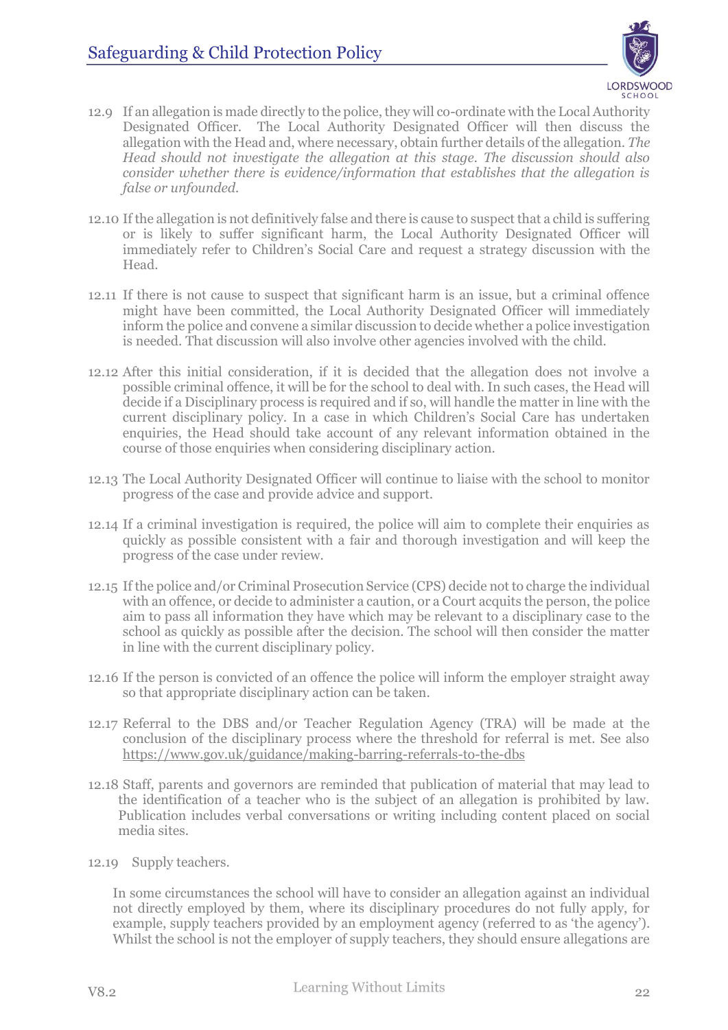12.9 If an allegation is made directly to the police, they will co-ordinate with the Local Authority Designated Officer. The Local Authority Designated Officer will then discuss the allegation with the Head and, where necessary, obtain further details of the allegation. *The Head should not investigate the allegation at this stage. The discussion should also consider whether there is evidence/information that establishes that the allegation is false or unfounded.*

12.10 If the allegation is not definitively false and there is cause to suspect that a child is suffering or is likely to suffer significant harm, the Local Authority Designated Officer will immediately refer to Children's Social Care and request a strategy discussion with the Head.

12.11 If there is not cause to suspect that significant harm is an issue, but a criminal offence might have been committed, the Local Authority Designated Officer will immediately inform the police and convene a similar discussion to decide whether a police investigation is needed. That discussion will also involve other agencies involved with the child.

12.12 After this initial consideration, if it is decided that the allegation does not involve a possible criminal offence, it will be for the school to deal with. In such cases, the Head will decide if a Disciplinary process is required and if so, will handle the matter in line with the current disciplinary policy. In a case in which Children's Social Care has undertaken enquiries, the Head should take account of any relevant information obtained in the course of those enquiries when considering disciplinary action.

12.13 The Local Authority Designated Officer will continue to liaise with the school to monitor progress of the case and provide advice and support.

12.14 If a criminal investigation is required, the police will aim to complete their enquiries as quickly as possible consistent with a fair and thorough investigation and will keep the progress of the case under review.

12.15 If the police and/or Criminal Prosecution Service (CPS) decide not to charge the individual with an offence, or decide to administer a caution, or a Court acquits the person, the police aim to pass all information they have which may be relevant to a disciplinary case to the school as quickly as possible after the decision. The school will then consider the matter in line with the current disciplinary policy.

12.16 If the person is convicted of an offence the police will inform the employer straight away so that appropriate disciplinary action can be taken.

12.17 Referral to the DBS and/or Teacher Regulation Agency (TRA) will be made at the conclusion of the disciplinary process where the threshold for referral is met. See also https://www.gov.uk/guidance/making-barring-referrals-to-the-dbs

12.18 Staff, parents and governors are reminded that publication of material that may lead to the identification of a teacher who is the subject of an allegation is prohibited by law. Publication includes verbal conversations or writing including content placed on social media sites.

12.19 Supply teachers.

In some circumstances the school will have to consider an allegation against an individual not directly employed by them, where its disciplinary procedures do not fully apply, for example, supply teachers provided by an employment agency (referred to as 'the agency'). Whilst the school is not the employer of supply teachers, they should ensure allegations are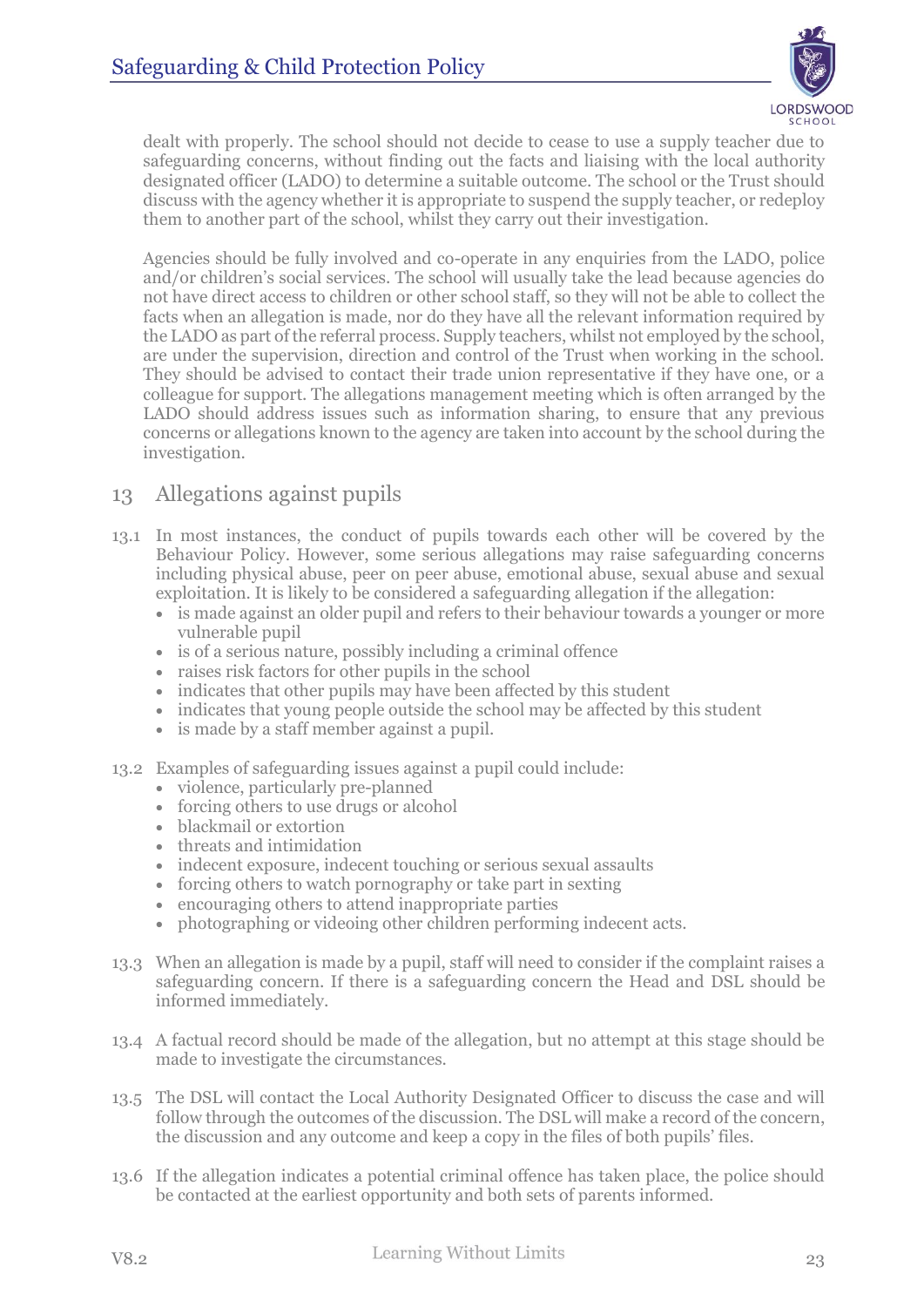dealt with properly. The school should not decide to cease to use a supply teacher due to safeguarding concerns, without finding out the facts and liaising with the local authority designated officer (LADO) to determine a suitable outcome. The school or the Trust should discuss with the agency whether it is appropriate to suspend the supply teacher, or redeploy them to another part of the school, whilst they carry out their investigation.

Agencies should be fully involved and co-operate in any enquiries from the LADO, police and/or children's social services. The school will usually take the lead because agencies do not have direct access to children or other school staff, so they will not be able to collect the facts when an allegation is made, nor do they have all the relevant information required by the LADO as part of the referral process. Supply teachers, whilst not employed by the school, are under the supervision, direction and control of the Trust when working in the school. They should be advised to contact their trade union representative if they have one, or a colleague for support. The allegations management meeting which is often arranged by the LADO should address issues such as information sharing, to ensure that any previous concerns or allegations known to the agency are taken into account by the school during the investigation.

## 13 Allegations against pupils

13.1 In most instances, the conduct of pupils towards each other will be covered by the Behaviour Policy. However, some serious allegations may raise safeguarding concerns including physical abuse, peer on peer abuse, emotional abuse, sexual abuse and sexual exploitation. It is likely to be considered a safeguarding allegation if the allegation:

- is made against an older pupil and refers to their behaviour towards a younger or more vulnerable pupil
- is of a serious nature, possibly including a criminal offence
- raises risk factors for other pupils in the school
- indicates that other pupils may have been affected by this student
- indicates that young people outside the school may be affected by this student
- is made by a staff member against a pupil.

13.2 Examples of safeguarding issues against a pupil could include:

- violence, particularly pre-planned
- forcing others to use drugs or alcohol
- blackmail or extortion
- threats and intimidation
- indecent exposure, indecent touching or serious sexual assaults
- forcing others to watch pornography or take part in sexting
- encouraging others to attend inappropriate parties
- photographing or videoing other children performing indecent acts.

13.3 When an allegation is made by a pupil, staff will need to consider if the complaint raises a safeguarding concern. If there is a safeguarding concern the Head and DSL should be informed immediately.

13.4 A factual record should be made of the allegation, but no attempt at this stage should be made to investigate the circumstances.

13.5 The DSL will contact the Local Authority Designated Officer to discuss the case and will follow through the outcomes of the discussion. The DSL will make a record of the concern, the discussion and any outcome and keep a copy in the files of both pupils' files.

13.6 If the allegation indicates a potential criminal offence has taken place, the police should be contacted at the earliest opportunity and both sets of parents informed.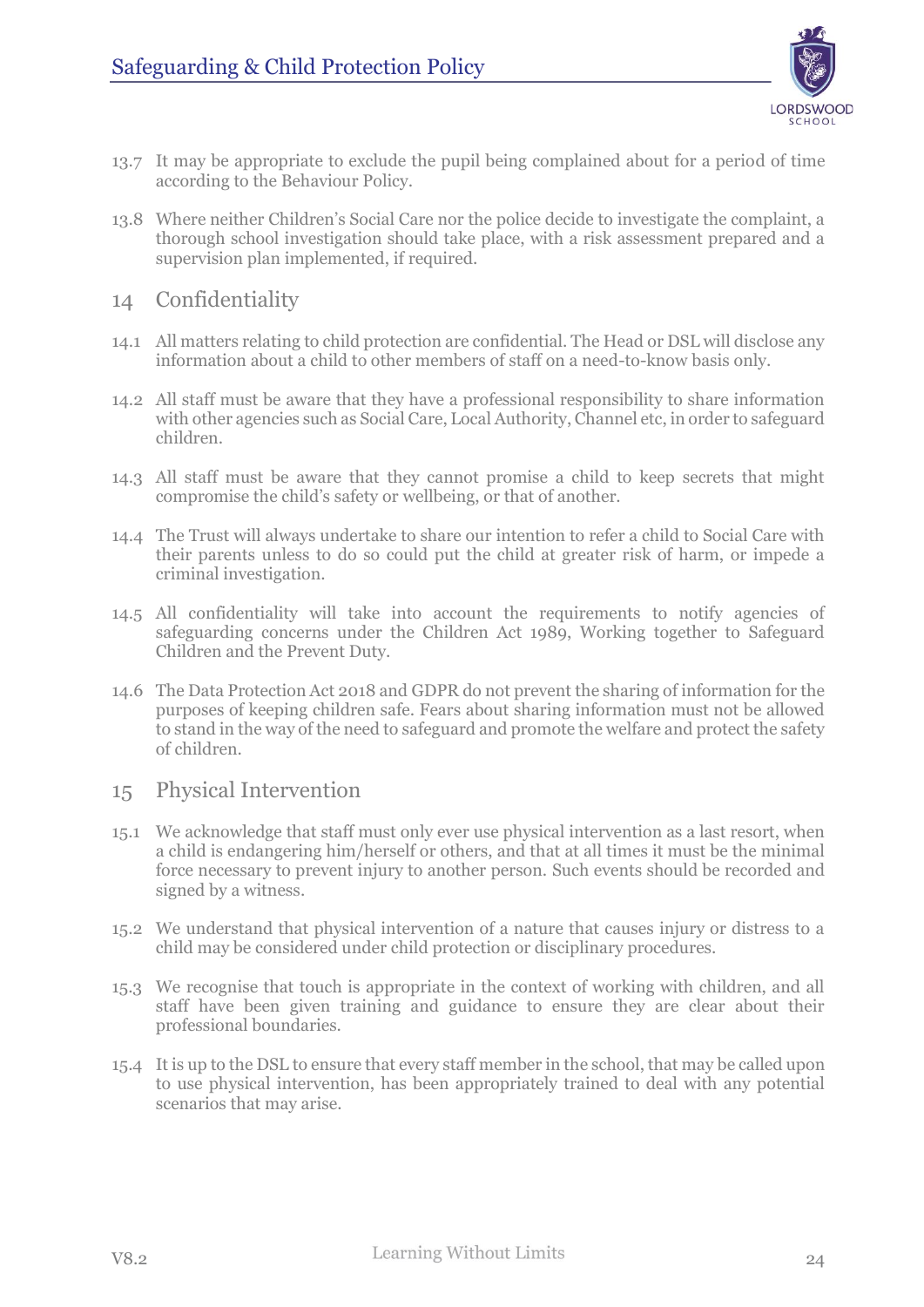13.7 It may be appropriate to exclude the pupil being complained about for a period of time according to the Behaviour Policy.

13.8 Where neither Children's Social Care nor the police decide to investigate the complaint, a thorough school investigation should take place, with a risk assessment prepared and a supervision plan implemented, if required.

## 14 Confidentiality

14.1 All matters relating to child protection are confidential. The Head or DSL will disclose any information about a child to other members of staff on a need-to-know basis only.

14.2 All staff must be aware that they have a professional responsibility to share information with other agencies such as Social Care, Local Authority, Channel etc, in order to safeguard children.

14.3 All staff must be aware that they cannot promise a child to keep secrets that might compromise the child's safety or wellbeing, or that of another.

14.4 The Trust will always undertake to share our intention to refer a child to Social Care with their parents unless to do so could put the child at greater risk of harm, or impede a criminal investigation.

14.5 All confidentiality will take into account the requirements to notify agencies of safeguarding concerns under the Children Act 1989, Working together to Safeguard Children and the Prevent Duty.

14.6 The Data Protection Act 2018 and GDPR do not prevent the sharing of information for the purposes of keeping children safe. Fears about sharing information must not be allowed to stand in the way of the need to safeguard and promote the welfare and protect the safety of children.

## 15 Physical Intervention

15.1 We acknowledge that staff must only ever use physical intervention as a last resort, when a child is endangering him/herself or others, and that at all times it must be the minimal force necessary to prevent injury to another person. Such events should be recorded and signed by a witness.

15.2 We understand that physical intervention of a nature that causes injury or distress to a child may be considered under child protection or disciplinary procedures.

15.3 We recognise that touch is appropriate in the context of working with children, and all staff have been given training and guidance to ensure they are clear about their professional boundaries.

15.4 It is up to the DSL to ensure that every staff member in the school, that may be called upon to use physical intervention, has been appropriately trained to deal with any potential scenarios that may arise.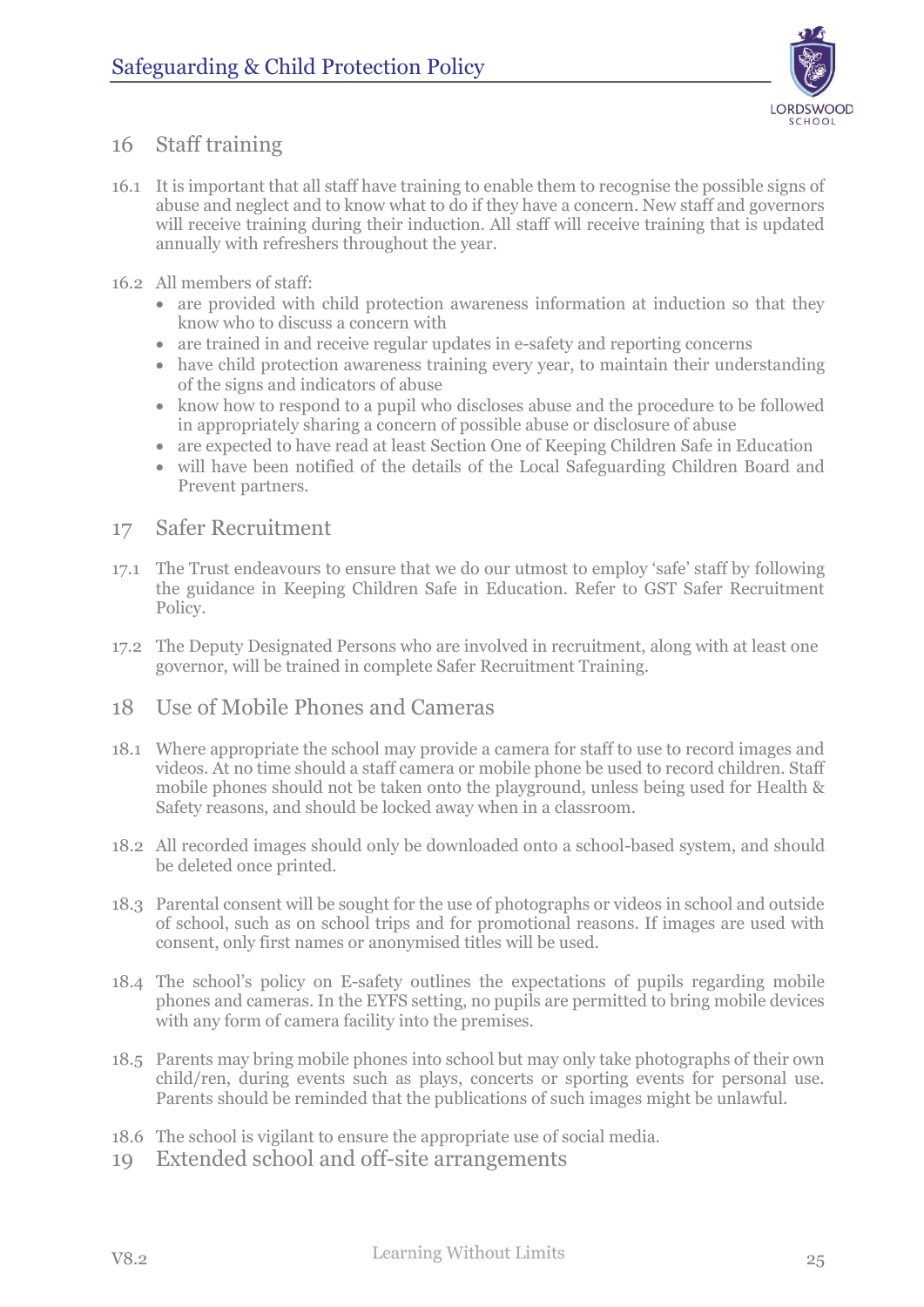## 16 Staff training

16.1 It is important that all staff have training to enable them to recognise the possible signs of abuse and neglect and to know what to do if they have a concern. New staff and governors will receive training during their induction. All staff will receive training that is updated annually with refreshers throughout the year.

16.2 All members of staff:

- are provided with child protection awareness information at induction so that they know who to discuss a concern with
- are trained in and receive regular updates in e-safety and reporting concerns
- have child protection awareness training every year, to maintain their understanding of the signs and indicators of abuse
- know how to respond to a pupil who discloses abuse and the procedure to be followed in appropriately sharing a concern of possible abuse or disclosure of abuse
- are expected to have read at least Section One of Keeping Children Safe in Education
- will have been notified of the details of the Local Safeguarding Children Board and Prevent partners.

## 17 Safer Recruitment

17.1 The Trust endeavours to ensure that we do our utmost to employ 'safe' staff by following the guidance in Keeping Children Safe in Education. Refer to GST Safer Recruitment Policy.

17.2 The Deputy Designated Persons who are involved in recruitment, along with at least one governor, will be trained in complete Safer Recruitment Training.

## 18 Use of Mobile Phones and Cameras

18.1 Where appropriate the school may provide a camera for staff to use to record images and videos. At no time should a staff camera or mobile phone be used to record children. Staff mobile phones should not be taken onto the playground, unless being used for Health & Safety reasons, and should be locked away when in a classroom.

18.2 All recorded images should only be downloaded onto a school-based system, and should be deleted once printed.

18.3 Parental consent will be sought for the use of photographs or videos in school and outside of school, such as on school trips and for promotional reasons. If images are used with consent, only first names or anonymised titles will be used.

18.4 The school's policy on E-safety outlines the expectations of pupils regarding mobile phones and cameras. In the EYFS setting, no pupils are permitted to bring mobile devices with any form of camera facility into the premises.

18.5 Parents may bring mobile phones into school but may only take photographs of their own child/ren, during events such as plays, concerts or sporting events for personal use. Parents should be reminded that the publications of such images might be unlawful.

18.6 The school is vigilant to ensure the appropriate use of social media.

## 19 Extended school and off-site arrangements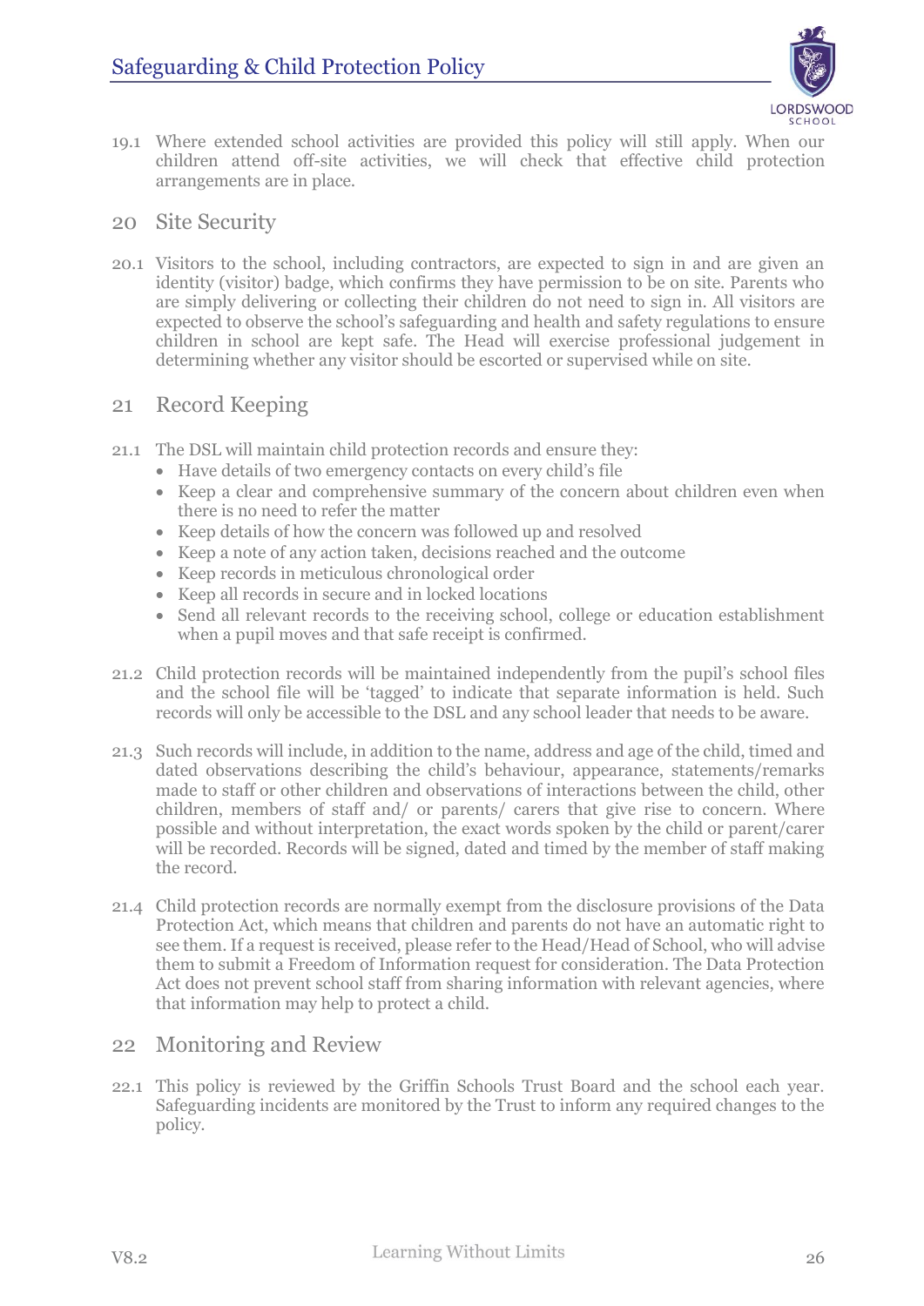19.1 Where extended school activities are provided this policy will still apply. When our children attend off-site activities, we will check that effective child protection arrangements are in place.

## 20 Site Security

20.1 Visitors to the school, including contractors, are expected to sign in and are given an identity (visitor) badge, which confirms they have permission to be on site. Parents who are simply delivering or collecting their children do not need to sign in. All visitors are expected to observe the school's safeguarding and health and safety regulations to ensure children in school are kept safe. The Head will exercise professional judgement in determining whether any visitor should be escorted or supervised while on site.

## 21 Record Keeping

21.1 The DSL will maintain child protection records and ensure they:

- Have details of two emergency contacts on every child's file
- Keep a clear and comprehensive summary of the concern about children even when there is no need to refer the matter
- Keep details of how the concern was followed up and resolved
- Keep a note of any action taken, decisions reached and the outcome
- Keep records in meticulous chronological order
- Keep all records in secure and in locked locations
- Send all relevant records to the receiving school, college or education establishment when a pupil moves and that safe receipt is confirmed.

21.2 Child protection records will be maintained independently from the pupil's school files and the school file will be 'tagged' to indicate that separate information is held. Such records will only be accessible to the DSL and any school leader that needs to be aware.

21.3 Such records will include, in addition to the name, address and age of the child, timed and dated observations describing the child's behaviour, appearance, statements/remarks made to staff or other children and observations of interactions between the child, other children, members of staff and/ or parents/ carers that give rise to concern. Where possible and without interpretation, the exact words spoken by the child or parent/carer will be recorded. Records will be signed, dated and timed by the member of staff making the record.

21.4 Child protection records are normally exempt from the disclosure provisions of the Data Protection Act, which means that children and parents do not have an automatic right to see them. If a request is received, please refer to the Head/Head of School, who will advise them to submit a Freedom of Information request for consideration. The Data Protection Act does not prevent school staff from sharing information with relevant agencies, where that information may help to protect a child.

## 22 Monitoring and Review

22.1 This policy is reviewed by the Griffin Schools Trust Board and the school each year. Safeguarding incidents are monitored by the Trust to inform any required changes to the policy.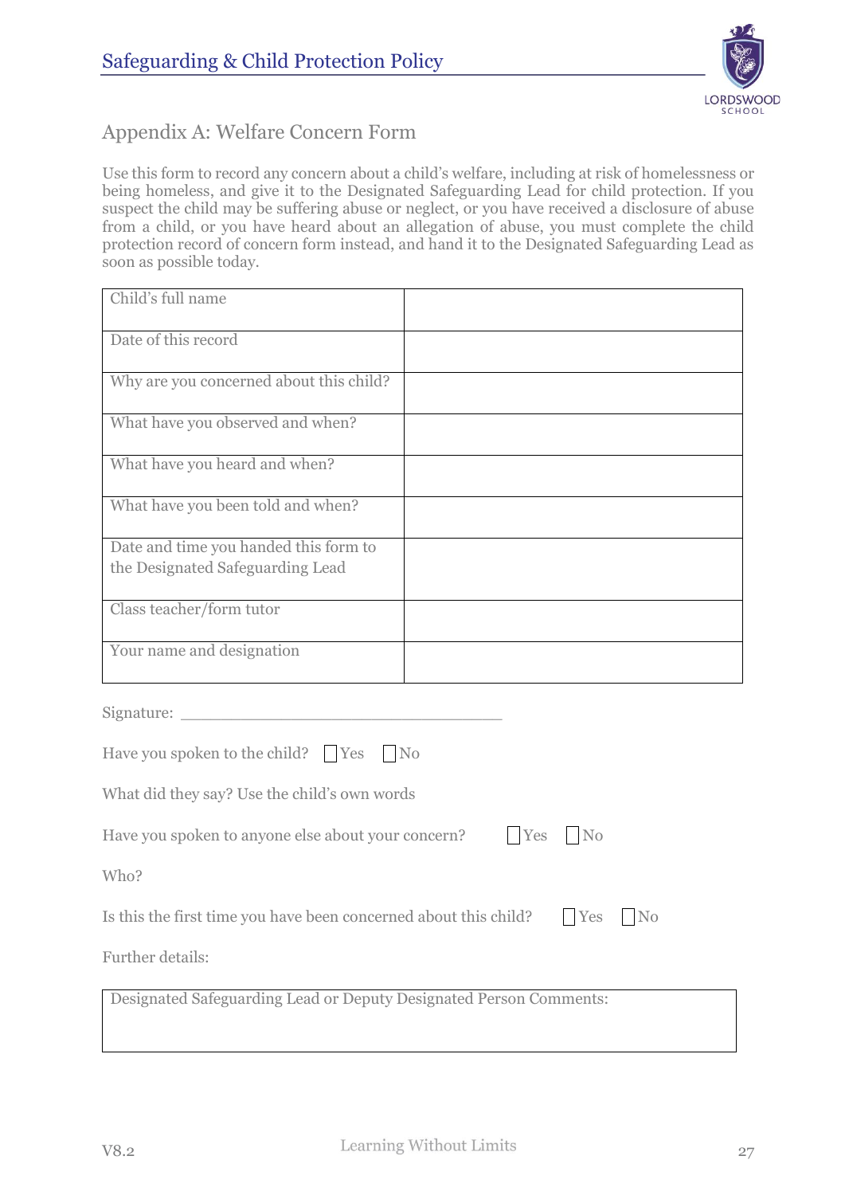## Appendix A: Welfare Concern Form

Use this form to record any concern about a child's welfare, including at risk of homelessness or being homeless, and give it to the Designated Safeguarding Lead for child protection. If you suspect the child may be suffering abuse or neglect, or you have received a disclosure of abuse from a child, or you have heard about an allegation of abuse, you must complete the child protection record of concern form instead, and hand it to the Designated Safeguarding Lead as soon as possible today.

| | |
|---|---|
| Child's full name | |
| Date of this record | |
| Why are you concerned about this child? | |
| What have you observed and when? | |
| What have you heard and when? | |
| What have you been told and when? | |
| Date and time you handed this form to the Designated Safeguarding Lead | |
| Class teacher/form tutor | |
| Your name and designation | |

Signature: ___________________________________

Have you spoken to the child? ☐ Yes ☐ No

What did they say? Use the child's own words

Have you spoken to anyone else about your concern? ☐ Yes ☐ No

Who?

Is this the first time you have been concerned about this child? ☐ Yes ☐ No

Further details:

| Designated Safeguarding Lead or Deputy Designated Person Comments: |
|---|
| |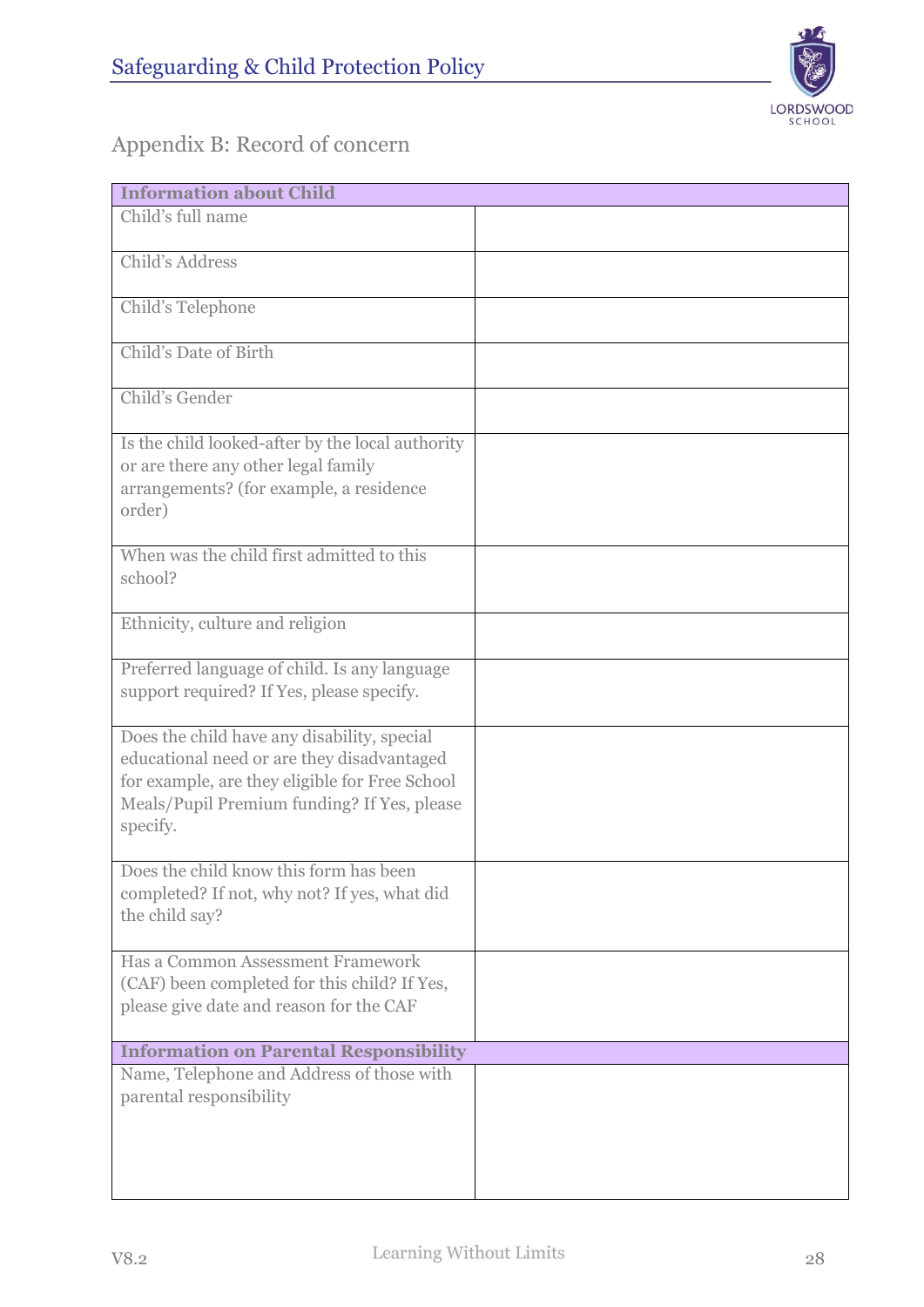## Appendix B: Record of concern

| Information about Child | |
|---|---|
| Child's full name | |
| Child's Address | |
| Child's Telephone | |
| Child's Date of Birth | |
| Child's Gender | |
| Is the child looked-after by the local authority or are there any other legal family arrangements? (for example, a residence order) | |
| When was the child first admitted to this school? | |
| Ethnicity, culture and religion | |
| Preferred language of child. Is any language support required? If Yes, please specify. | |
| Does the child have any disability, special educational need or are they disadvantaged for example, are they eligible for Free School Meals/Pupil Premium funding? If Yes, please specify. | |
| Does the child know this form has been completed? If not, why not? If yes, what did the child say? | |
| Has a Common Assessment Framework (CAF) been completed for this child? If Yes, please give date and reason for the CAF | |
| **Information on Parental Responsibility** | |
| Name, Telephone and Address of those with parental responsibility | |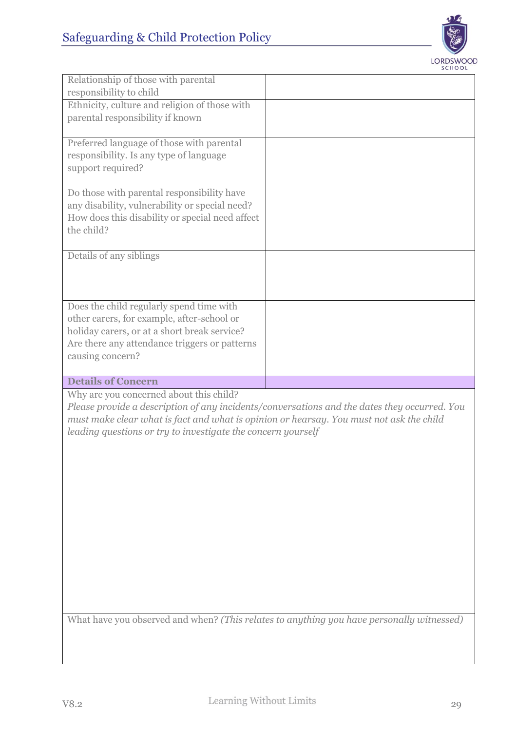| | |
|---|---|
| Relationship of those with parental responsibility to child | |
| Ethnicity, culture and religion of those with parental responsibility if known | |
| Preferred language of those with parental responsibility. Is any type of language support required?<br><br>Do those with parental responsibility have any disability, vulnerability or special need? How does this disability or special need affect the child? | |
| Details of any siblings | |
| Does the child regularly spend time with other carers, for example, after-school or holiday carers, or at a short break service? Are there any attendance triggers or patterns causing concern? | |
| **Details of Concern** | |

| |
|---|
| Why are you concerned about this child?<br>*Please provide a description of any incidents/conversations and the dates they occurred. You must make clear what is fact and what is opinion or hearsay. You must not ask the child leading questions or try to investigate the concern yourself* |
| What have you observed and when? *(This relates to anything you have personally witnessed)* |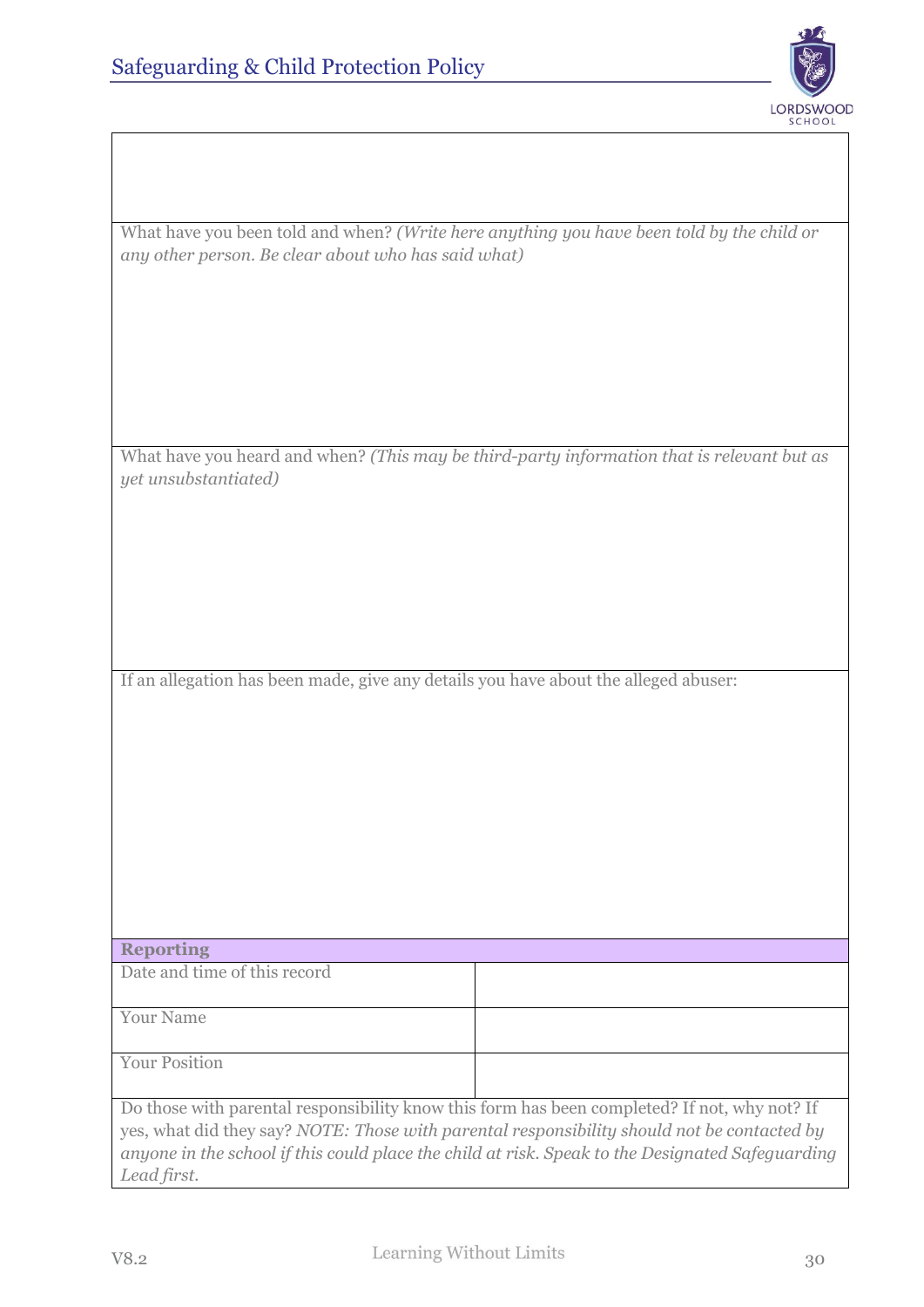What have you been told and when? *(Write here anything you have been told by the child or any other person. Be clear about who has said what)*

What have you heard and when? *(This may be third-party information that is relevant but as yet unsubstantiated)*

If an allegation has been made, give any details you have about the alleged abuser:

| **Reporting** | |
|---|---|
| Date and time of this record | |
| Your Name | |
| Your Position | |

Do those with parental responsibility know this form has been completed? If not, why not? If yes, what did they say? *NOTE: Those with parental responsibility should not be contacted by anyone in the school if this could place the child at risk. Speak to the Designated Safeguarding Lead first.*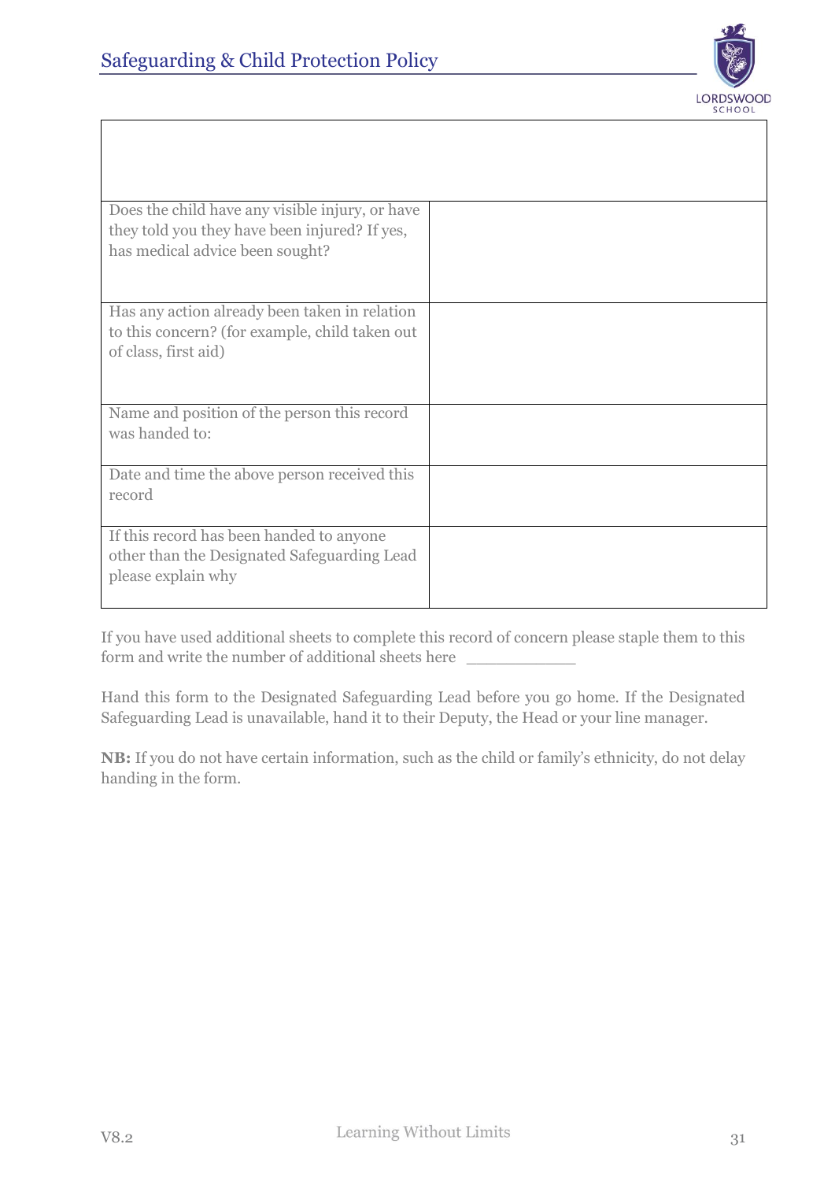| | |
|---|---|
| | |
| Does the child have any visible injury, or have they told you they have been injured? If yes, has medical advice been sought? | |
| Has any action already been taken in relation to this concern? (for example, child taken out of class, first aid) | |
| Name and position of the person this record was handed to: | |
| Date and time the above person received this record | |
| If this record has been handed to anyone other than the Designated Safeguarding Lead please explain why | |

If you have used additional sheets to complete this record of concern please staple them to this form and write the number of additional sheets here ___________

Hand this form to the Designated Safeguarding Lead before you go home. If the Designated Safeguarding Lead is unavailable, hand it to their Deputy, the Head or your line manager.

**NB:** If you do not have certain information, such as the child or family's ethnicity, do not delay handing in the form.